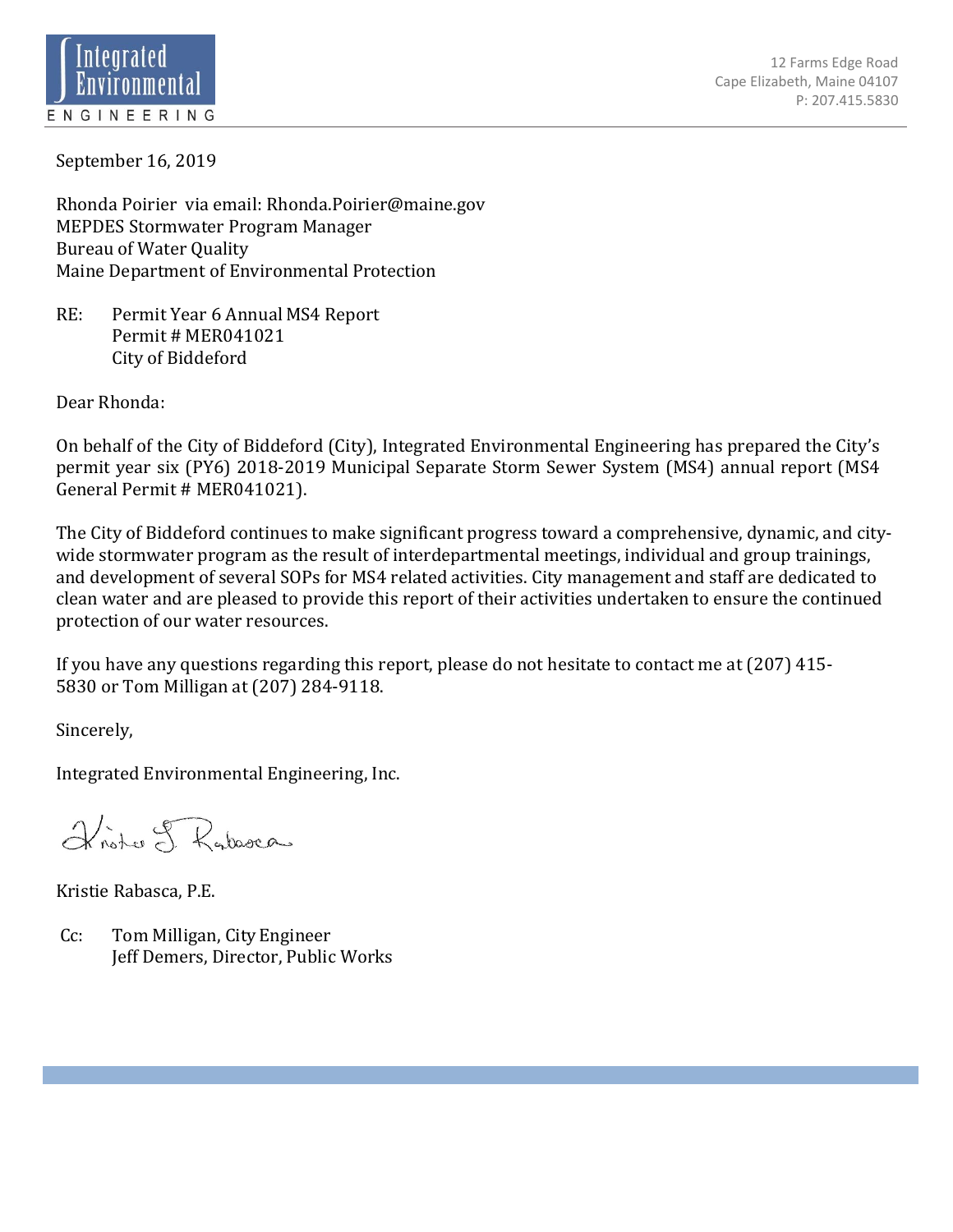Integrated Environmental ENGINEERING

12 Farms Edge Road
Cape Elizabeth, Maine 04107
P: 207.415.5830

September 16, 2019

Rhonda Poirier via email: Rhonda.Poirier@maine.gov
MEPDES Stormwater Program Manager
Bureau of Water Quality
Maine Department of Environmental Protection

RE: Permit Year 6 Annual MS4 Report
Permit # MER041021
City of Biddeford

Dear Rhonda:

On behalf of the City of Biddeford (City), Integrated Environmental Engineering has prepared the City's permit year six (PY6) 2018-2019 Municipal Separate Storm Sewer System (MS4) annual report (MS4 General Permit # MER041021).

The City of Biddeford continues to make significant progress toward a comprehensive, dynamic, and city-wide stormwater program as the result of interdepartmental meetings, individual and group trainings, and development of several SOPs for MS4 related activities. City management and staff are dedicated to clean water and are pleased to provide this report of their activities undertaken to ensure the continued protection of our water resources.

If you have any questions regarding this report, please do not hesitate to contact me at (207) 415-5830 or Tom Milligan at (207) 284-9118.

Sincerely,

Integrated Environmental Engineering, Inc.

Kristie Rabasca, P.E.

Cc: Tom Milligan, City Engineer
Jeff Demers, Director, Public Works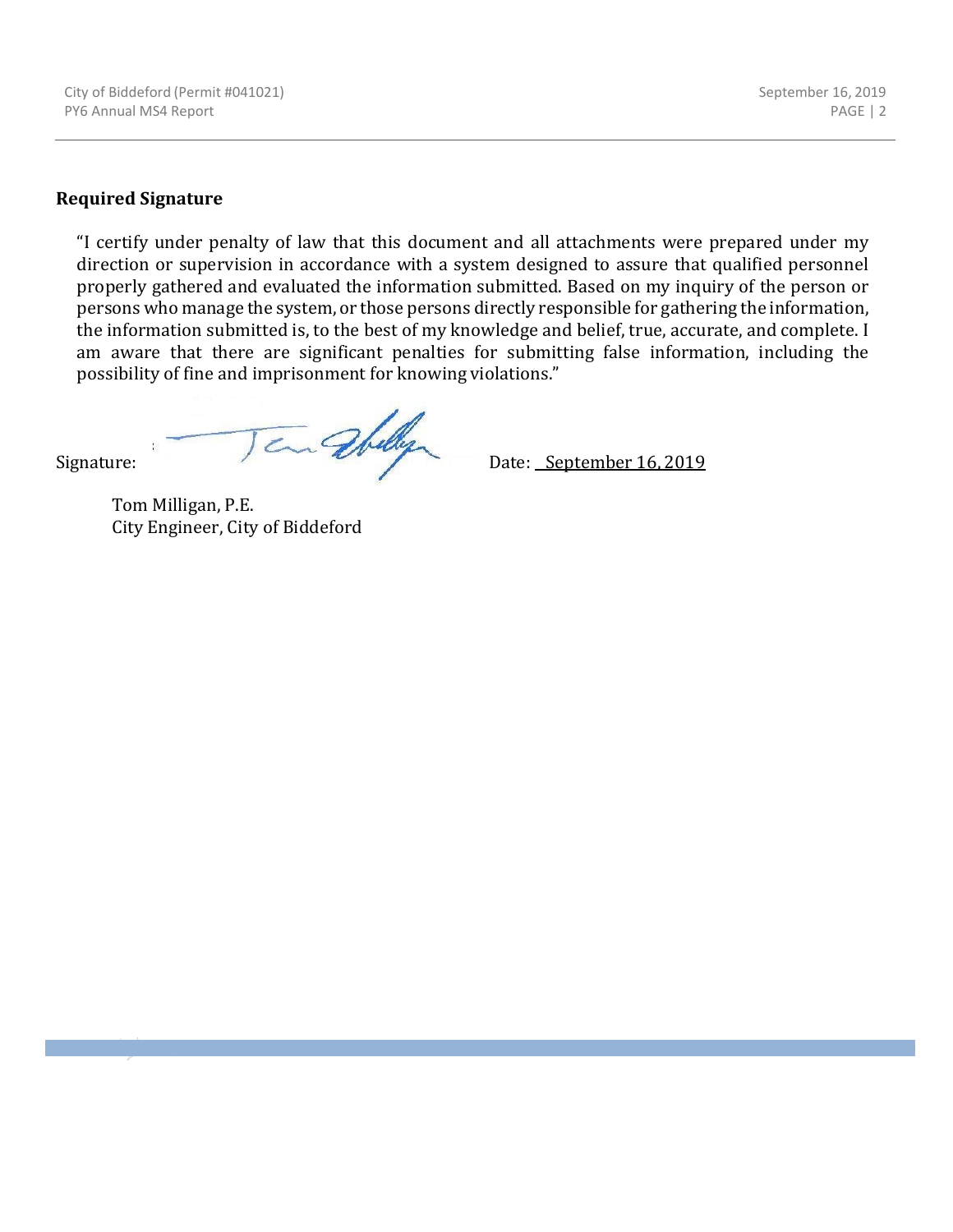**Required Signature**

"I certify under penalty of law that this document and all attachments were prepared under my direction or supervision in accordance with a system designed to assure that qualified personnel properly gathered and evaluated the information submitted. Based on my inquiry of the person or persons who manage the system, or those persons directly responsible for gathering the information, the information submitted is, to the best of my knowledge and belief, true, accurate, and complete. I am aware that there are significant penalties for submitting false information, including the possibility of fine and imprisonment for knowing violations."

Signature: Date: September 16, 2019

Tom Milligan, P.E.
City Engineer, City of Biddeford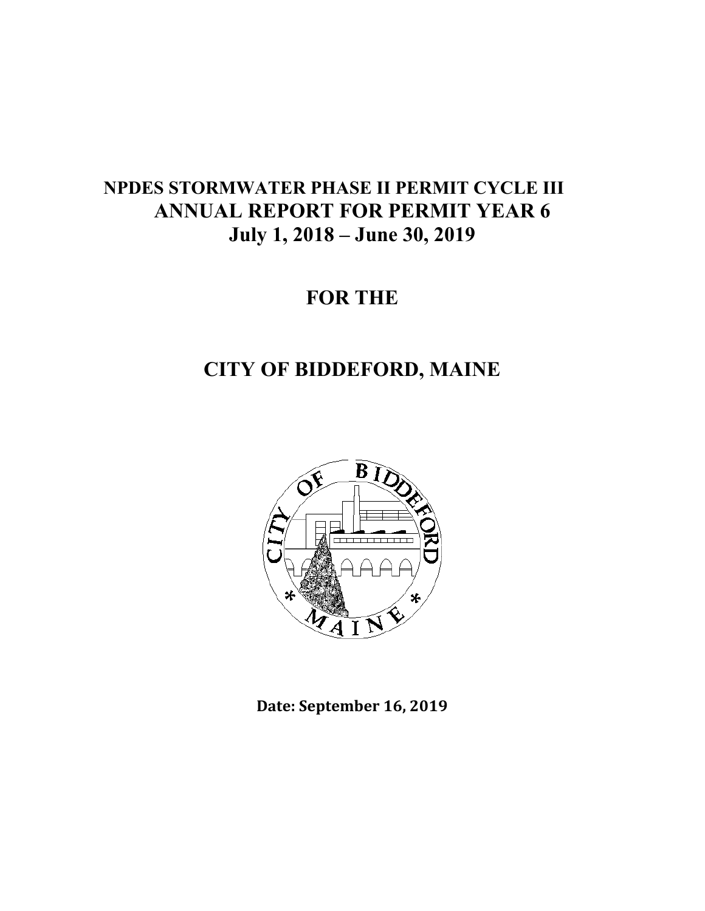# NPDES STORMWATER PHASE II PERMIT CYCLE III
# ANNUAL REPORT FOR PERMIT YEAR 6
# July 1, 2018 – June 30, 2019

# FOR THE

# CITY OF BIDDEFORD, MAINE

**Date: September 16, 2019**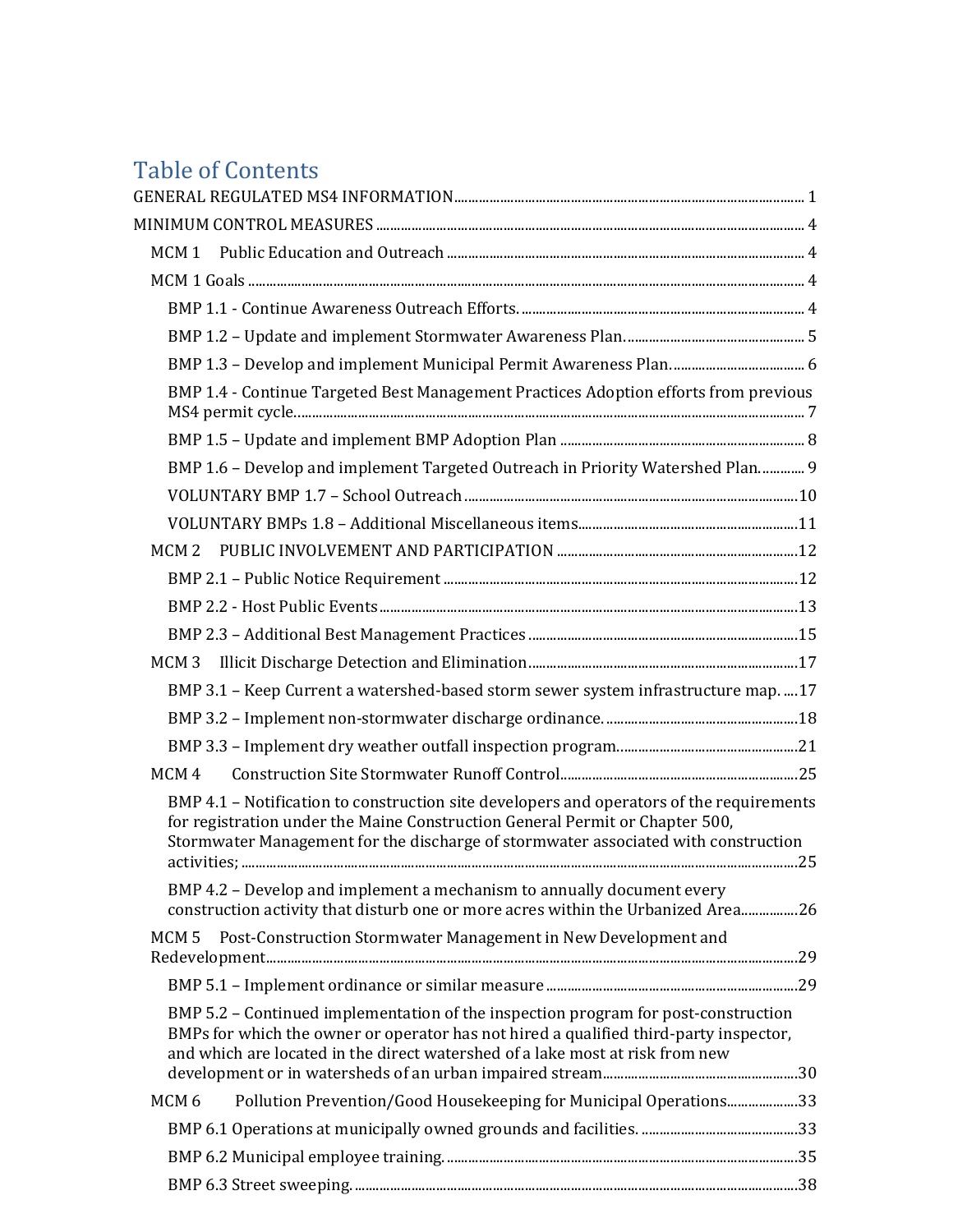# Table of Contents

GENERAL REGULATED MS4 INFORMATION ........................................................................................ 1

MINIMUM CONTROL MEASURES ........................................................................................ 4

- MCM 1 Public Education and Outreach ........................................................................................ 4
- MCM 1 Goals ........................................................................................ 4
  - BMP 1.1 - Continue Awareness Outreach Efforts. ........................................................................................ 4
  - BMP 1.2 – Update and implement Stormwater Awareness Plan. ........................................................................................ 5
  - BMP 1.3 – Develop and implement Municipal Permit Awareness Plan. ........................................................................................ 6
  - BMP 1.4 - Continue Targeted Best Management Practices Adoption efforts from previous MS4 permit cycle. ........................................................................................ 7
  - BMP 1.5 – Update and implement BMP Adoption Plan ........................................................................................ 8
  - BMP 1.6 – Develop and implement Targeted Outreach in Priority Watershed Plan. ........................................................................................ 9
  - VOLUNTARY BMP 1.7 – School Outreach ........................................................................................ 10
  - VOLUNTARY BMPs 1.8 – Additional Miscellaneous items ........................................................................................ 11
- MCM 2 PUBLIC INVOLVEMENT AND PARTICIPATION ........................................................................................ 12
  - BMP 2.1 – Public Notice Requirement ........................................................................................ 12
  - BMP 2.2 - Host Public Events ........................................................................................ 13
  - BMP 2.3 – Additional Best Management Practices ........................................................................................ 15
- MCM 3 Illicit Discharge Detection and Elimination ........................................................................................ 17
  - BMP 3.1 – Keep Current a watershed-based storm sewer system infrastructure map. ........................................................................................ 17
  - BMP 3.2 – Implement non-stormwater discharge ordinance. ........................................................................................ 18
  - BMP 3.3 – Implement dry weather outfall inspection program. ........................................................................................ 21
- MCM 4 Construction Site Stormwater Runoff Control ........................................................................................ 25
  - BMP 4.1 – Notification to construction site developers and operators of the requirements for registration under the Maine Construction General Permit or Chapter 500, Stormwater Management for the discharge of stormwater associated with construction activities; ........................................................................................ 25
  - BMP 4.2 – Develop and implement a mechanism to annually document every construction activity that disturb one or more acres within the Urbanized Area ........................................................................................ 26
- MCM 5 Post-Construction Stormwater Management in New Development and Redevelopment ........................................................................................ 29
  - BMP 5.1 – Implement ordinance or similar measure ........................................................................................ 29
  - BMP 5.2 – Continued implementation of the inspection program for post-construction BMPs for which the owner or operator has not hired a qualified third-party inspector, and which are located in the direct watershed of a lake most at risk from new development or in watersheds of an urban impaired stream ........................................................................................ 30
- MCM 6 Pollution Prevention/Good Housekeeping for Municipal Operations ........................................................................................ 33
  - BMP 6.1 Operations at municipally owned grounds and facilities. ........................................................................................ 33
  - BMP 6.2 Municipal employee training. ........................................................................................ 35
  - BMP 6.3 Street sweeping. ........................................................................................ 38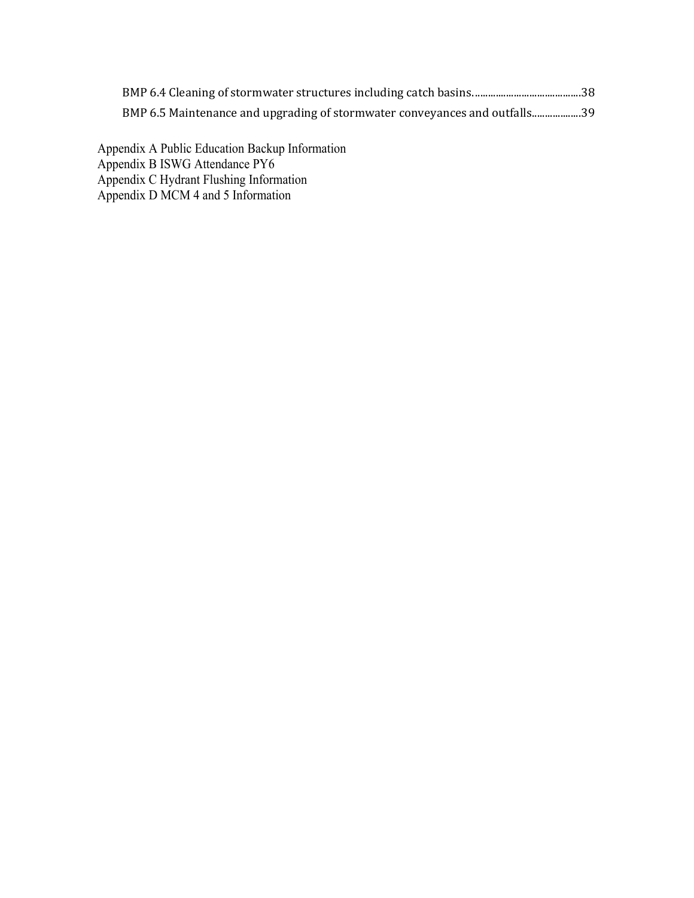BMP 6.4 Cleaning of stormwater structures including catch basins..........................................38

BMP 6.5 Maintenance and upgrading of stormwater conveyances and outfalls...................39

Appendix A Public Education Backup Information
Appendix B ISWG Attendance PY6
Appendix C Hydrant Flushing Information
Appendix D MCM 4 and 5 Information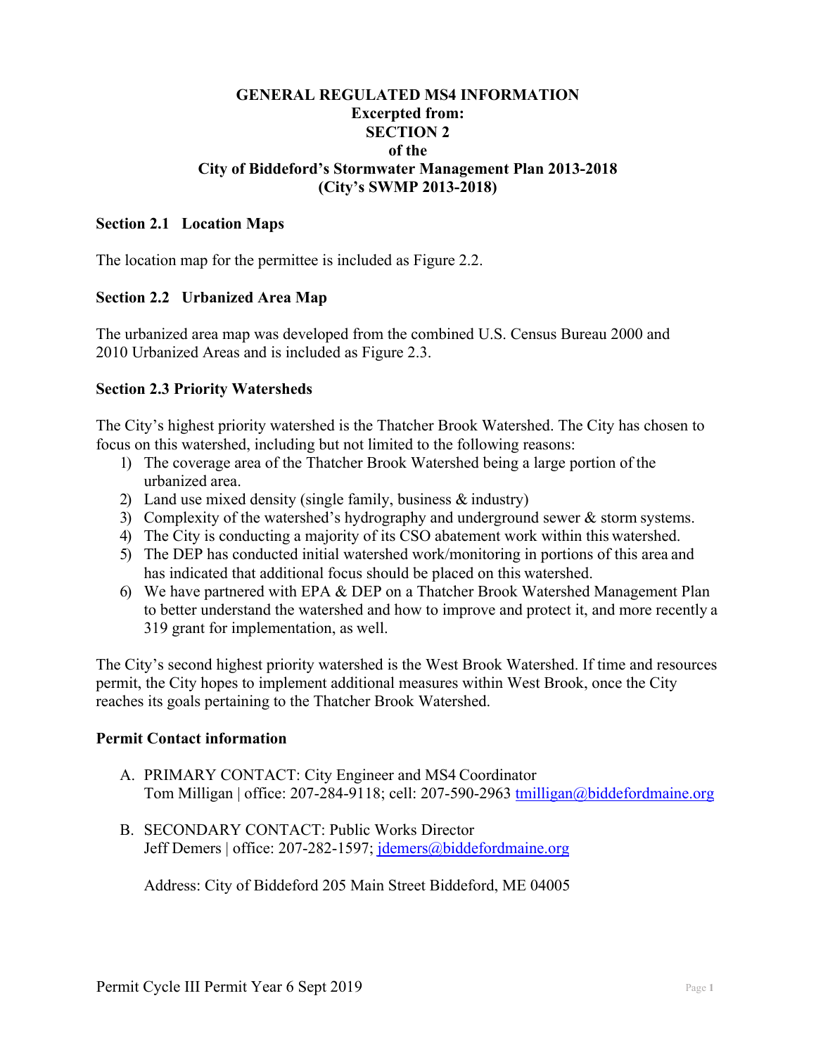# GENERAL REGULATED MS4 INFORMATION
## Excerpted from:
## SECTION 2
## of the
## City of Biddeford's Stormwater Management Plan 2013-2018
## (City's SWMP 2013-2018)

### Section 2.1 Location Maps

The location map for the permittee is included as Figure 2.2.

### Section 2.2 Urbanized Area Map

The urbanized area map was developed from the combined U.S. Census Bureau 2000 and 2010 Urbanized Areas and is included as Figure 2.3.

### Section 2.3 Priority Watersheds

The City's highest priority watershed is the Thatcher Brook Watershed. The City has chosen to focus on this watershed, including but not limited to the following reasons:

1) The coverage area of the Thatcher Brook Watershed being a large portion of the urbanized area.
2) Land use mixed density (single family, business & industry)
3) Complexity of the watershed's hydrography and underground sewer & storm systems.
4) The City is conducting a majority of its CSO abatement work within this watershed.
5) The DEP has conducted initial watershed work/monitoring in portions of this area and has indicated that additional focus should be placed on this watershed.
6) We have partnered with EPA & DEP on a Thatcher Brook Watershed Management Plan to better understand the watershed and how to improve and protect it, and more recently a 319 grant for implementation, as well.

The City's second highest priority watershed is the West Brook Watershed. If time and resources permit, the City hopes to implement additional measures within West Brook, once the City reaches its goals pertaining to the Thatcher Brook Watershed.

### Permit Contact information

A. PRIMARY CONTACT: City Engineer and MS4 Coordinator
   Tom Milligan | office: 207-284-9118; cell: 207-590-2963 tmilligan@biddefordmaine.org

B. SECONDARY CONTACT: Public Works Director
   Jeff Demers | office: 207-282-1597; jdemers@biddefordmaine.org

   Address: City of Biddeford 205 Main Street Biddeford, ME 04005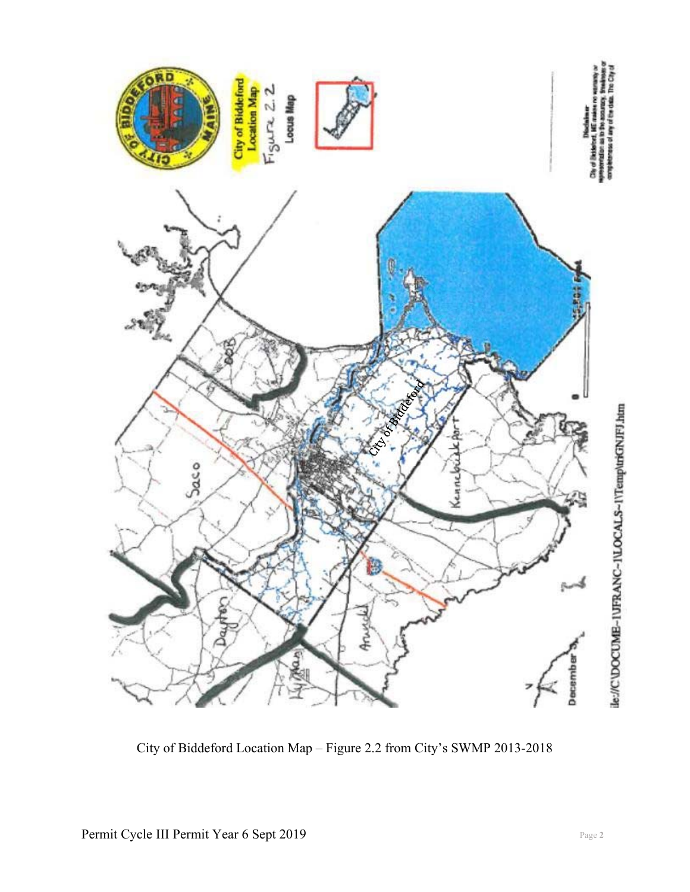City of Biddeford Location Map – Figure 2.2 from City's SWMP 2013-2018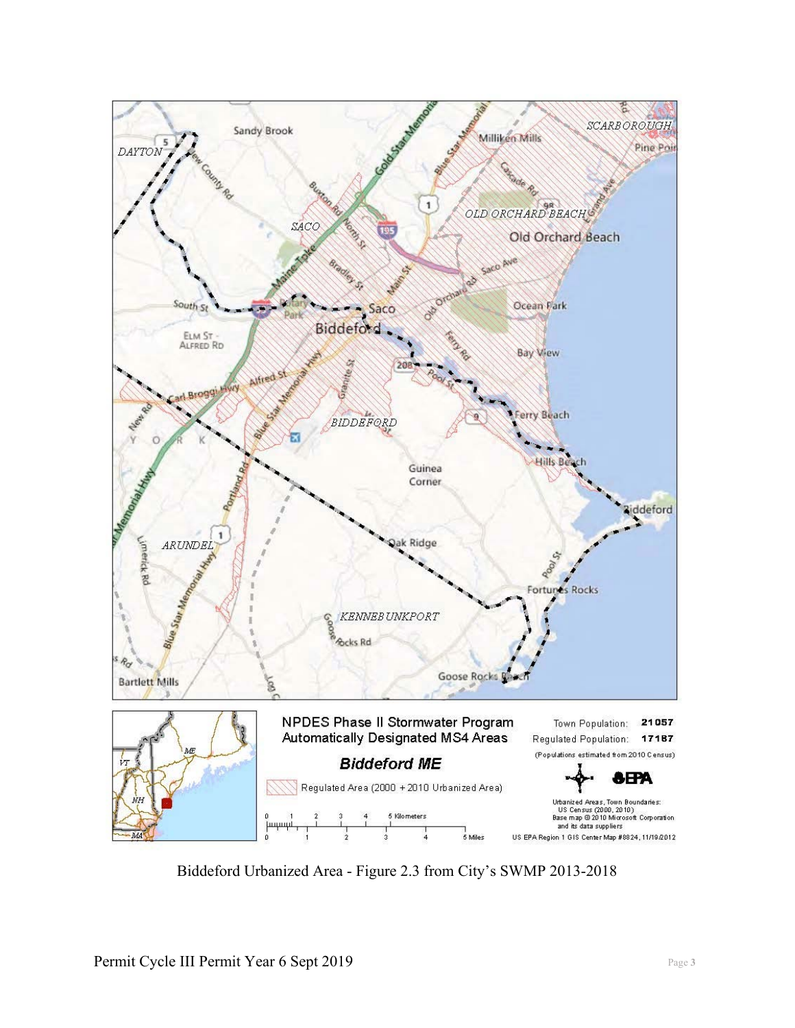Biddeford Urbanized Area - Figure 2.3 from City's SWMP 2013-2018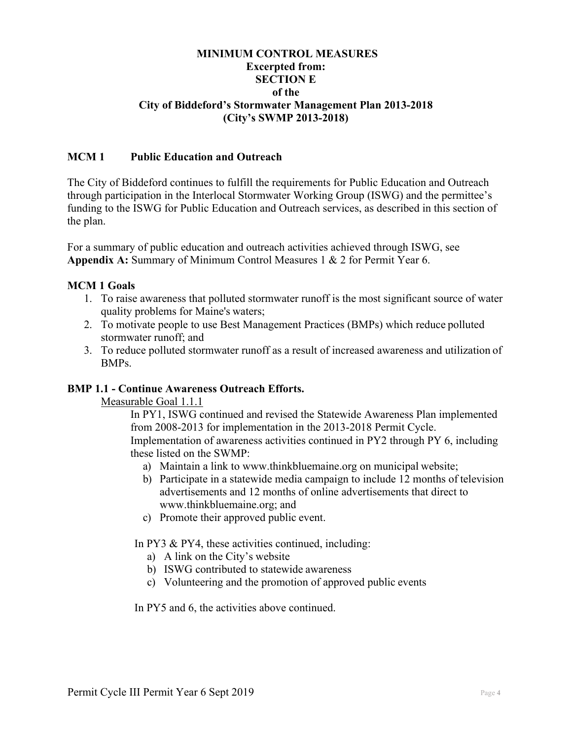**MINIMUM CONTROL MEASURES**
**Excerpted from:**
**SECTION E**
**of the**
**City of Biddeford's Stormwater Management Plan 2013-2018**
**(City's SWMP 2013-2018)**

## MCM 1 Public Education and Outreach

The City of Biddeford continues to fulfill the requirements for Public Education and Outreach through participation in the Interlocal Stormwater Working Group (ISWG) and the permittee's funding to the ISWG for Public Education and Outreach services, as described in this section of the plan.

For a summary of public education and outreach activities achieved through ISWG, see **Appendix A:** Summary of Minimum Control Measures 1 & 2 for Permit Year 6.

### MCM 1 Goals

1. To raise awareness that polluted stormwater runoff is the most significant source of water quality problems for Maine's waters;
2. To motivate people to use Best Management Practices (BMPs) which reduce polluted stormwater runoff; and
3. To reduce polluted stormwater runoff as a result of increased awareness and utilization of BMPs.

### BMP 1.1 - Continue Awareness Outreach Efforts.

Measurable Goal 1.1.1

In PY1, ISWG continued and revised the Statewide Awareness Plan implemented from 2008-2013 for implementation in the 2013-2018 Permit Cycle. Implementation of awareness activities continued in PY2 through PY 6, including these listed on the SWMP:

a) Maintain a link to www.thinkbluemaine.org on municipal website;
b) Participate in a statewide media campaign to include 12 months of television advertisements and 12 months of online advertisements that direct to www.thinkbluemaine.org; and
c) Promote their approved public event.

In PY3 & PY4, these activities continued, including:

a) A link on the City's website
b) ISWG contributed to statewide awareness
c) Volunteering and the promotion of approved public events

In PY5 and 6, the activities above continued.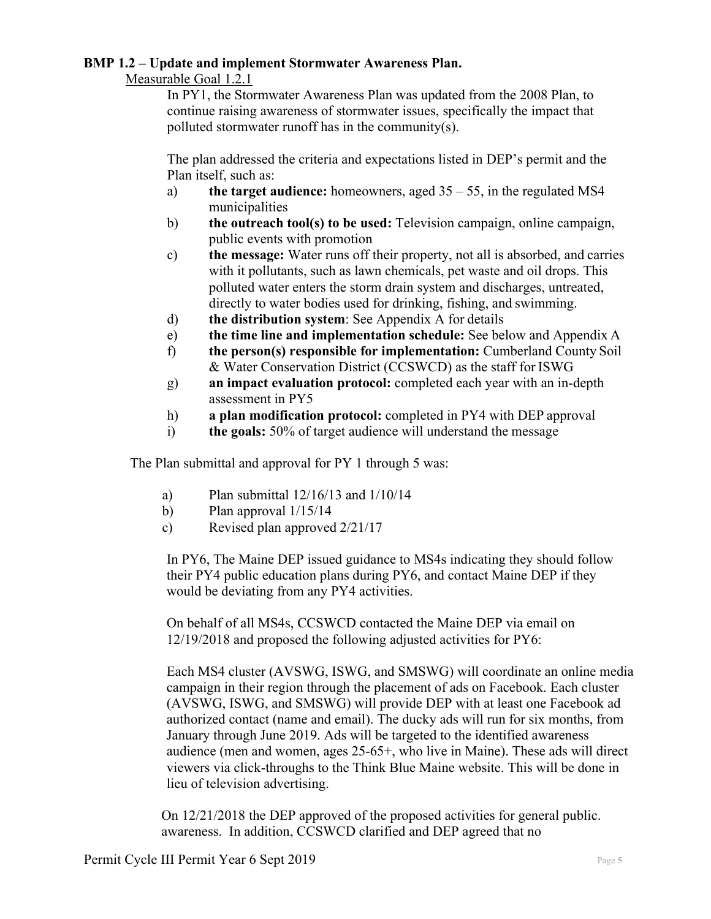**BMP 1.2 – Update and implement Stormwater Awareness Plan.**

Measurable Goal 1.2.1

In PY1, the Stormwater Awareness Plan was updated from the 2008 Plan, to continue raising awareness of stormwater issues, specifically the impact that polluted stormwater runoff has in the community(s).

The plan addressed the criteria and expectations listed in DEP's permit and the Plan itself, such as:

a) **the target audience:** homeowners, aged 35 – 55, in the regulated MS4 municipalities
b) **the outreach tool(s) to be used:** Television campaign, online campaign, public events with promotion
c) **the message:** Water runs off their property, not all is absorbed, and carries with it pollutants, such as lawn chemicals, pet waste and oil drops. This polluted water enters the storm drain system and discharges, untreated, directly to water bodies used for drinking, fishing, and swimming.
d) **the distribution system**: See Appendix A for details
e) **the time line and implementation schedule:** See below and Appendix A
f) **the person(s) responsible for implementation:** Cumberland County Soil & Water Conservation District (CCSWCD) as the staff for ISWG
g) **an impact evaluation protocol:** completed each year with an in-depth assessment in PY5
h) **a plan modification protocol:** completed in PY4 with DEP approval
i) **the goals:** 50% of target audience will understand the message

The Plan submittal and approval for PY 1 through 5 was:

a) Plan submittal 12/16/13 and 1/10/14
b) Plan approval 1/15/14
c) Revised plan approved 2/21/17

In PY6, The Maine DEP issued guidance to MS4s indicating they should follow their PY4 public education plans during PY6, and contact Maine DEP if they would be deviating from any PY4 activities.

On behalf of all MS4s, CCSWCD contacted the Maine DEP via email on 12/19/2018 and proposed the following adjusted activities for PY6:

Each MS4 cluster (AVSWG, ISWG, and SMSWG) will coordinate an online media campaign in their region through the placement of ads on Facebook. Each cluster (AVSWG, ISWG, and SMSWG) will provide DEP with at least one Facebook ad authorized contact (name and email). The ducky ads will run for six months, from January through June 2019. Ads will be targeted to the identified awareness audience (men and women, ages 25-65+, who live in Maine). These ads will direct viewers via click-throughs to the Think Blue Maine website. This will be done in lieu of television advertising.

On 12/21/2018 the DEP approved of the proposed activities for general public. awareness. In addition, CCSWCD clarified and DEP agreed that no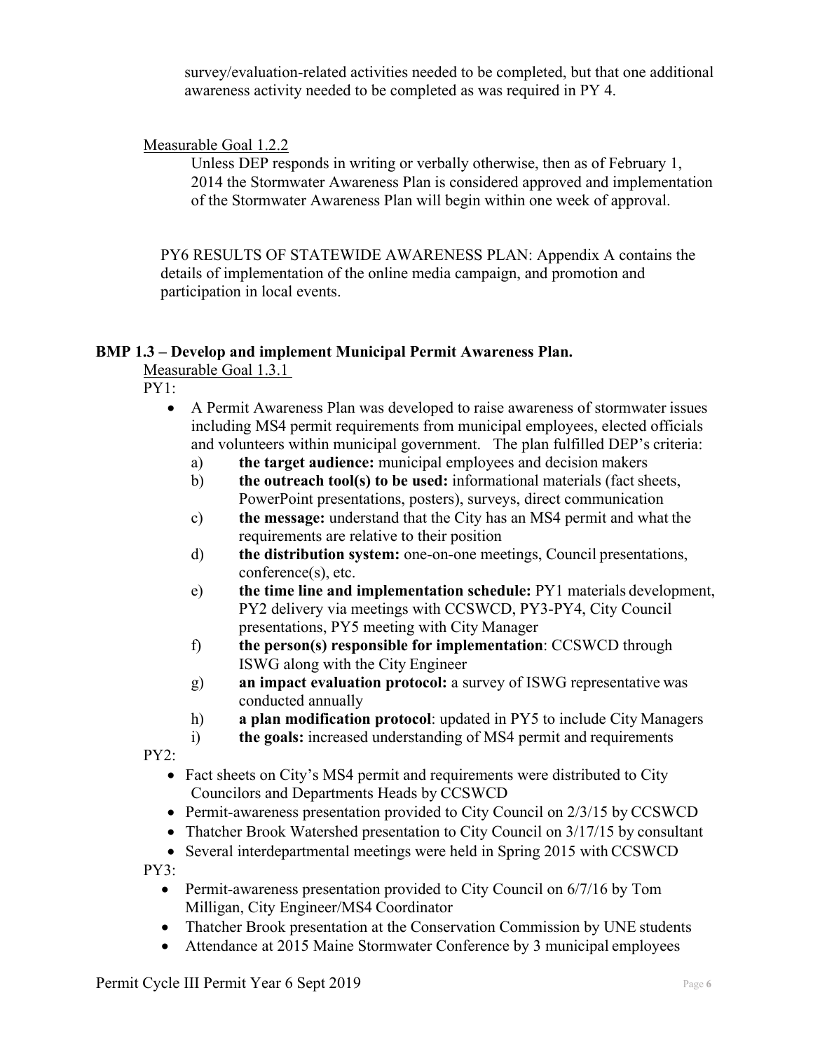survey/evaluation-related activities needed to be completed, but that one additional awareness activity needed to be completed as was required in PY 4.

Measurable Goal 1.2.2

Unless DEP responds in writing or verbally otherwise, then as of February 1, 2014 the Stormwater Awareness Plan is considered approved and implementation of the Stormwater Awareness Plan will begin within one week of approval.

PY6 RESULTS OF STATEWIDE AWARENESS PLAN: Appendix A contains the details of implementation of the online media campaign, and promotion and participation in local events.

**BMP 1.3 – Develop and implement Municipal Permit Awareness Plan.**

Measurable Goal 1.3.1

PY1:

- A Permit Awareness Plan was developed to raise awareness of stormwater issues including MS4 permit requirements from municipal employees, elected officials and volunteers within municipal government. The plan fulfilled DEP's criteria:
  a) **the target audience:** municipal employees and decision makers
  b) **the outreach tool(s) to be used:** informational materials (fact sheets, PowerPoint presentations, posters), surveys, direct communication
  c) **the message:** understand that the City has an MS4 permit and what the requirements are relative to their position
  d) **the distribution system:** one-on-one meetings, Council presentations, conference(s), etc.
  e) **the time line and implementation schedule:** PY1 materials development, PY2 delivery via meetings with CCSWCD, PY3-PY4, City Council presentations, PY5 meeting with City Manager
  f) **the person(s) responsible for implementation**: CCSWCD through ISWG along with the City Engineer
  g) **an impact evaluation protocol:** a survey of ISWG representative was conducted annually
  h) **a plan modification protocol**: updated in PY5 to include City Managers
  i) **the goals:** increased understanding of MS4 permit and requirements

PY2:

- Fact sheets on City's MS4 permit and requirements were distributed to City Councilors and Departments Heads by CCSWCD
- Permit-awareness presentation provided to City Council on 2/3/15 by CCSWCD
- Thatcher Brook Watershed presentation to City Council on 3/17/15 by consultant
- Several interdepartmental meetings were held in Spring 2015 with CCSWCD

PY3:

- Permit-awareness presentation provided to City Council on 6/7/16 by Tom Milligan, City Engineer/MS4 Coordinator
- Thatcher Brook presentation at the Conservation Commission by UNE students
- Attendance at 2015 Maine Stormwater Conference by 3 municipal employees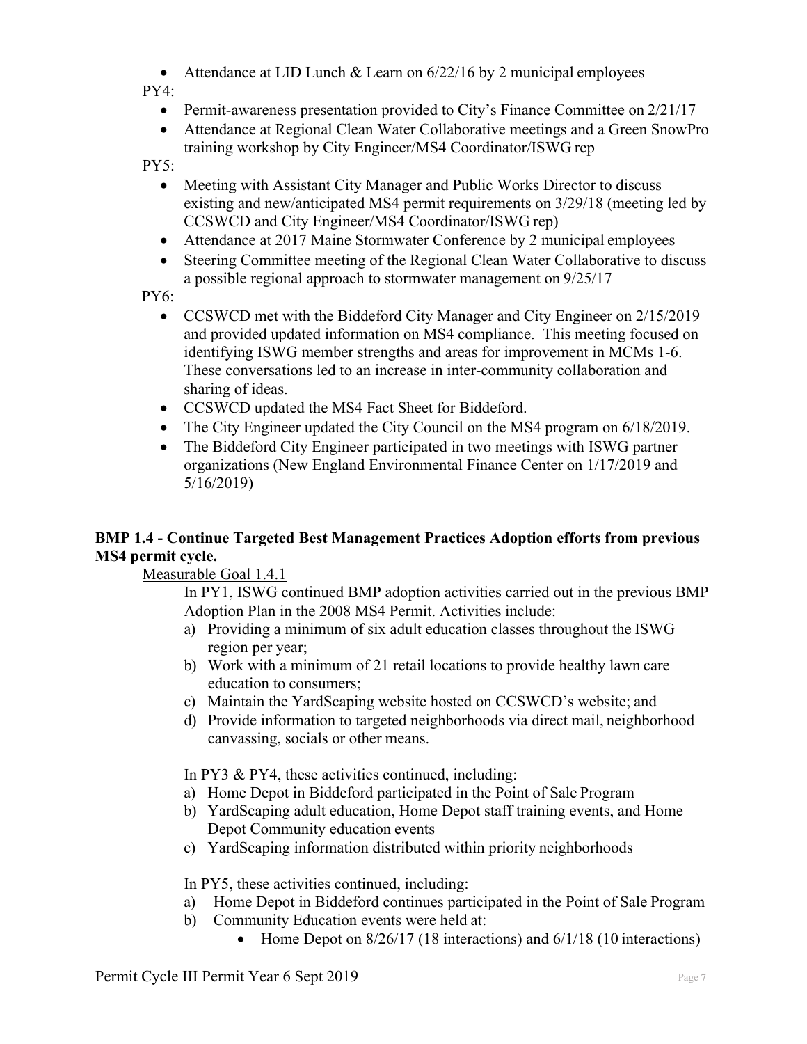- Attendance at LID Lunch & Learn on 6/22/16 by 2 municipal employees

PY4:

- Permit-awareness presentation provided to City's Finance Committee on 2/21/17
- Attendance at Regional Clean Water Collaborative meetings and a Green SnowPro training workshop by City Engineer/MS4 Coordinator/ISWG rep

PY5:

- Meeting with Assistant City Manager and Public Works Director to discuss existing and new/anticipated MS4 permit requirements on 3/29/18 (meeting led by CCSWCD and City Engineer/MS4 Coordinator/ISWG rep)
- Attendance at 2017 Maine Stormwater Conference by 2 municipal employees
- Steering Committee meeting of the Regional Clean Water Collaborative to discuss a possible regional approach to stormwater management on 9/25/17

PY6:

- CCSWCD met with the Biddeford City Manager and City Engineer on 2/15/2019 and provided updated information on MS4 compliance. This meeting focused on identifying ISWG member strengths and areas for improvement in MCMs 1-6. These conversations led to an increase in inter-community collaboration and sharing of ideas.
- CCSWCD updated the MS4 Fact Sheet for Biddeford.
- The City Engineer updated the City Council on the MS4 program on 6/18/2019.
- The Biddeford City Engineer participated in two meetings with ISWG partner organizations (New England Environmental Finance Center on 1/17/2019 and 5/16/2019)

**BMP 1.4 - Continue Targeted Best Management Practices Adoption efforts from previous MS4 permit cycle.**

Measurable Goal 1.4.1

In PY1, ISWG continued BMP adoption activities carried out in the previous BMP Adoption Plan in the 2008 MS4 Permit. Activities include:

a) Providing a minimum of six adult education classes throughout the ISWG region per year;
b) Work with a minimum of 21 retail locations to provide healthy lawn care education to consumers;
c) Maintain the YardScaping website hosted on CCSWCD's website; and
d) Provide information to targeted neighborhoods via direct mail, neighborhood canvassing, socials or other means.

In PY3 & PY4, these activities continued, including:

a) Home Depot in Biddeford participated in the Point of Sale Program
b) YardScaping adult education, Home Depot staff training events, and Home Depot Community education events
c) YardScaping information distributed within priority neighborhoods

In PY5, these activities continued, including:

a) Home Depot in Biddeford continues participated in the Point of Sale Program
b) Community Education events were held at:
    - Home Depot on 8/26/17 (18 interactions) and 6/1/18 (10 interactions)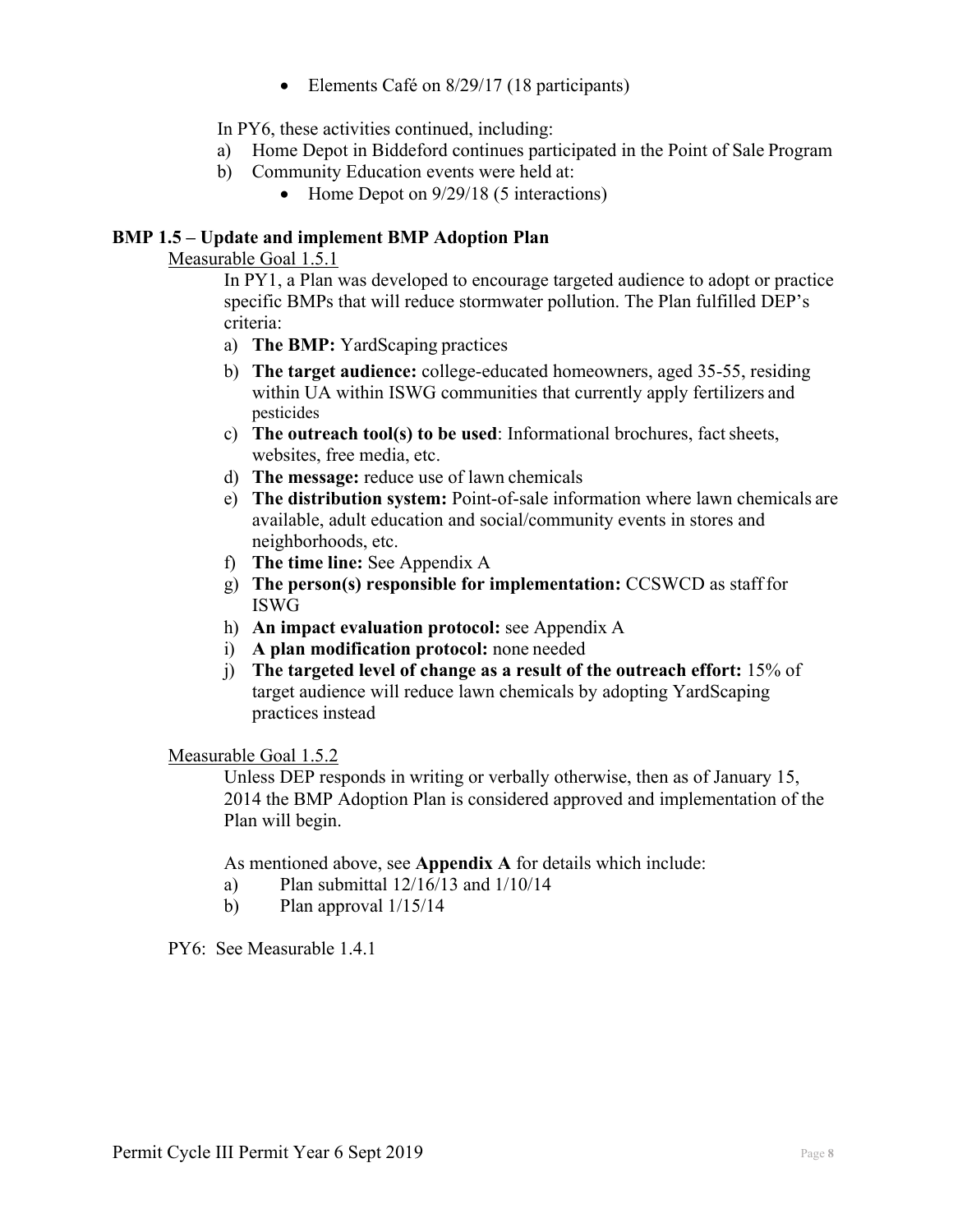- Elements Café on 8/29/17 (18 participants)

In PY6, these activities continued, including:

a) Home Depot in Biddeford continues participated in the Point of Sale Program
b) Community Education events were held at:
   - Home Depot on 9/29/18 (5 interactions)

**BMP 1.5 – Update and implement BMP Adoption Plan**

Measurable Goal 1.5.1

In PY1, a Plan was developed to encourage targeted audience to adopt or practice specific BMPs that will reduce stormwater pollution. The Plan fulfilled DEP's criteria:

a) **The BMP:** YardScaping practices
b) **The target audience:** college-educated homeowners, aged 35-55, residing within UA within ISWG communities that currently apply fertilizers and pesticides
c) **The outreach tool(s) to be used**: Informational brochures, fact sheets, websites, free media, etc.
d) **The message:** reduce use of lawn chemicals
e) **The distribution system:** Point-of-sale information where lawn chemicals are available, adult education and social/community events in stores and neighborhoods, etc.
f) **The time line:** See Appendix A
g) **The person(s) responsible for implementation:** CCSWCD as staff for ISWG
h) **An impact evaluation protocol:** see Appendix A
i) **A plan modification protocol:** none needed
j) **The targeted level of change as a result of the outreach effort:** 15% of target audience will reduce lawn chemicals by adopting YardScaping practices instead

Measurable Goal 1.5.2

Unless DEP responds in writing or verbally otherwise, then as of January 15, 2014 the BMP Adoption Plan is considered approved and implementation of the Plan will begin.

As mentioned above, see **Appendix A** for details which include:

a) Plan submittal 12/16/13 and 1/10/14
b) Plan approval 1/15/14

PY6: See Measurable 1.4.1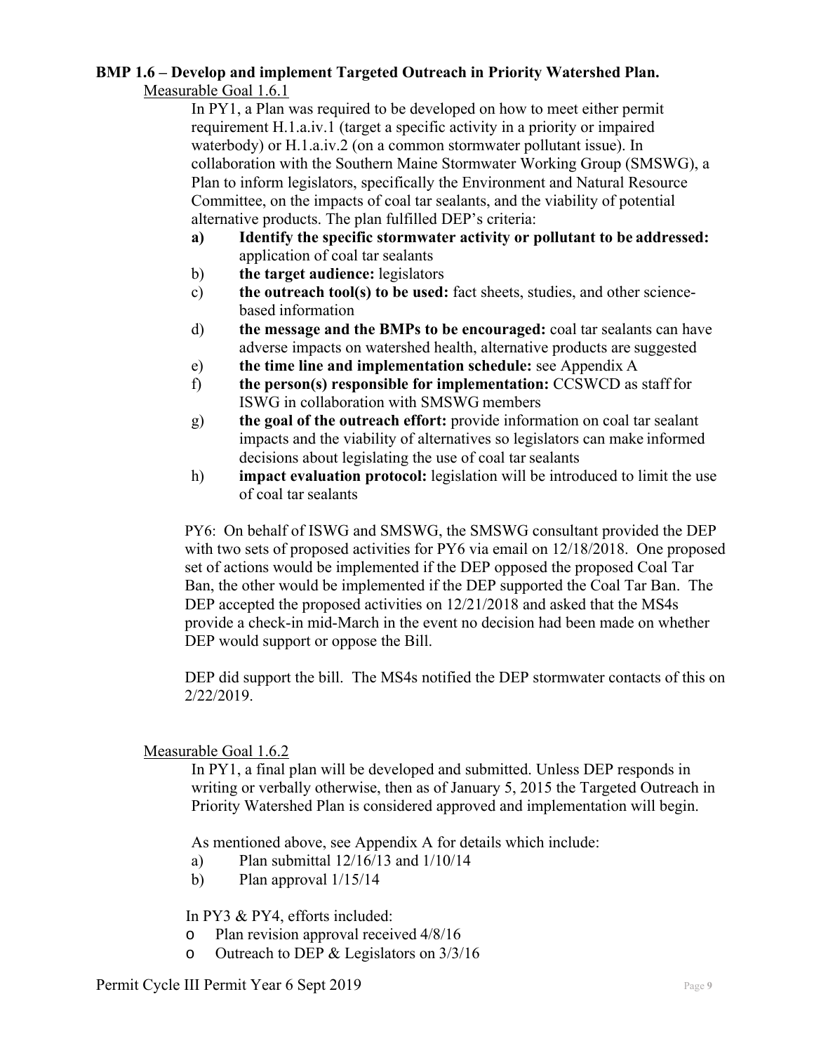**BMP 1.6 – Develop and implement Targeted Outreach in Priority Watershed Plan.**

Measurable Goal 1.6.1

In PY1, a Plan was required to be developed on how to meet either permit requirement H.1.a.iv.1 (target a specific activity in a priority or impaired waterbody) or H.1.a.iv.2 (on a common stormwater pollutant issue). In collaboration with the Southern Maine Stormwater Working Group (SMSWG), a Plan to inform legislators, specifically the Environment and Natural Resource Committee, on the impacts of coal tar sealants, and the viability of potential alternative products. The plan fulfilled DEP's criteria:

a) **Identify the specific stormwater activity or pollutant to be addressed:** application of coal tar sealants
b) **the target audience:** legislators
c) **the outreach tool(s) to be used:** fact sheets, studies, and other science-based information
d) **the message and the BMPs to be encouraged:** coal tar sealants can have adverse impacts on watershed health, alternative products are suggested
e) **the time line and implementation schedule:** see Appendix A
f) **the person(s) responsible for implementation:** CCSWCD as staff for ISWG in collaboration with SMSWG members
g) **the goal of the outreach effort:** provide information on coal tar sealant impacts and the viability of alternatives so legislators can make informed decisions about legislating the use of coal tar sealants
h) **impact evaluation protocol:** legislation will be introduced to limit the use of coal tar sealants

PY6: On behalf of ISWG and SMSWG, the SMSWG consultant provided the DEP with two sets of proposed activities for PY6 via email on 12/18/2018. One proposed set of actions would be implemented if the DEP opposed the proposed Coal Tar Ban, the other would be implemented if the DEP supported the Coal Tar Ban. The DEP accepted the proposed activities on 12/21/2018 and asked that the MS4s provide a check-in mid-March in the event no decision had been made on whether DEP would support or oppose the Bill.

DEP did support the bill. The MS4s notified the DEP stormwater contacts of this on 2/22/2019.

Measurable Goal 1.6.2

In PY1, a final plan will be developed and submitted. Unless DEP responds in writing or verbally otherwise, then as of January 5, 2015 the Targeted Outreach in Priority Watershed Plan is considered approved and implementation will begin.

As mentioned above, see Appendix A for details which include:

a) Plan submittal 12/16/13 and 1/10/14
b) Plan approval 1/15/14

In PY3 & PY4, efforts included:

- Plan revision approval received 4/8/16
- Outreach to DEP & Legislators on 3/3/16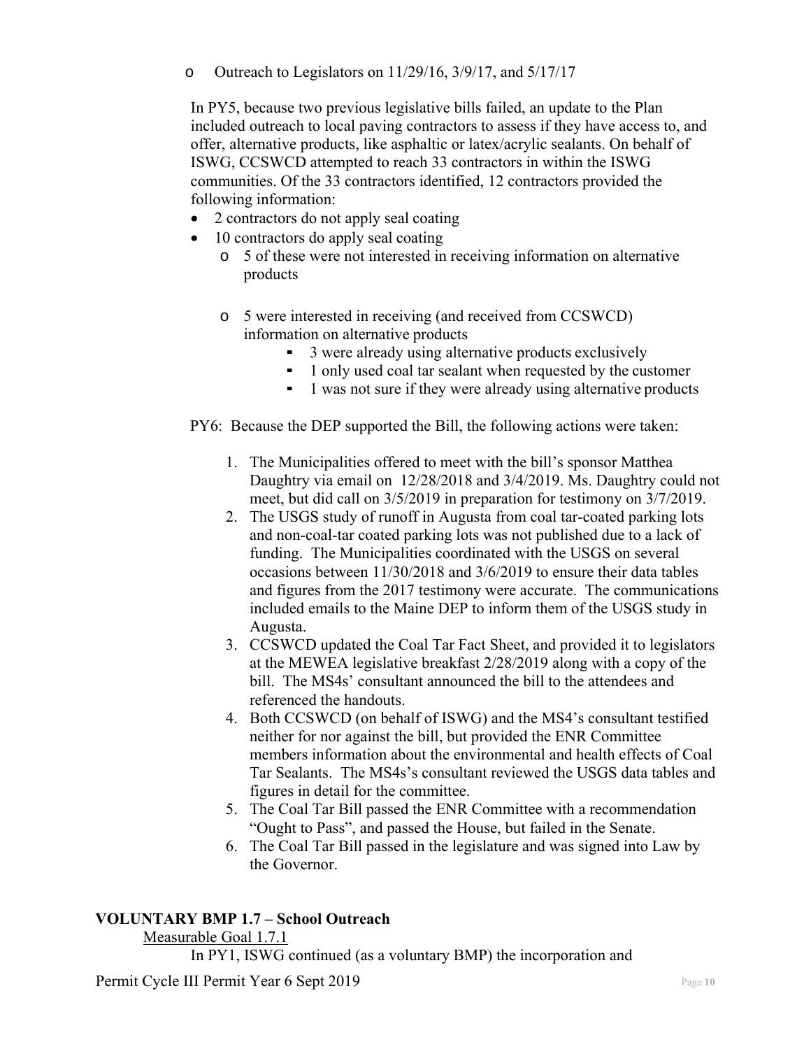- Outreach to Legislators on 11/29/16, 3/9/17, and 5/17/17

In PY5, because two previous legislative bills failed, an update to the Plan included outreach to local paving contractors to assess if they have access to, and offer, alternative products, like asphaltic or latex/acrylic sealants. On behalf of ISWG, CCSWCD attempted to reach 33 contractors in within the ISWG communities. Of the 33 contractors identified, 12 contractors provided the following information:

- 2 contractors do not apply seal coating
- 10 contractors do apply seal coating
  - 5 of these were not interested in receiving information on alternative products
  - 5 were interested in receiving (and received from CCSWCD) information on alternative products
    - 3 were already using alternative products exclusively
    - 1 only used coal tar sealant when requested by the customer
    - 1 was not sure if they were already using alternative products

PY6: Because the DEP supported the Bill, the following actions were taken:

1. The Municipalities offered to meet with the bill's sponsor Matthea Daughtry via email on 12/28/2018 and 3/4/2019. Ms. Daughtry could not meet, but did call on 3/5/2019 in preparation for testimony on 3/7/2019.
2. The USGS study of runoff in Augusta from coal tar-coated parking lots and non-coal-tar coated parking lots was not published due to a lack of funding. The Municipalities coordinated with the USGS on several occasions between 11/30/2018 and 3/6/2019 to ensure their data tables and figures from the 2017 testimony were accurate. The communications included emails to the Maine DEP to inform them of the USGS study in Augusta.
3. CCSWCD updated the Coal Tar Fact Sheet, and provided it to legislators at the MEWEA legislative breakfast 2/28/2019 along with a copy of the bill. The MS4s' consultant announced the bill to the attendees and referenced the handouts.
4. Both CCSWCD (on behalf of ISWG) and the MS4's consultant testified neither for nor against the bill, but provided the ENR Committee members information about the environmental and health effects of Coal Tar Sealants. The MS4s's consultant reviewed the USGS data tables and figures in detail for the committee.
5. The Coal Tar Bill passed the ENR Committee with a recommendation "Ought to Pass", and passed the House, but failed in the Senate.
6. The Coal Tar Bill passed in the legislature and was signed into Law by the Governor.

**VOLUNTARY BMP 1.7 – School Outreach**

Measurable Goal 1.7.1

In PY1, ISWG continued (as a voluntary BMP) the incorporation and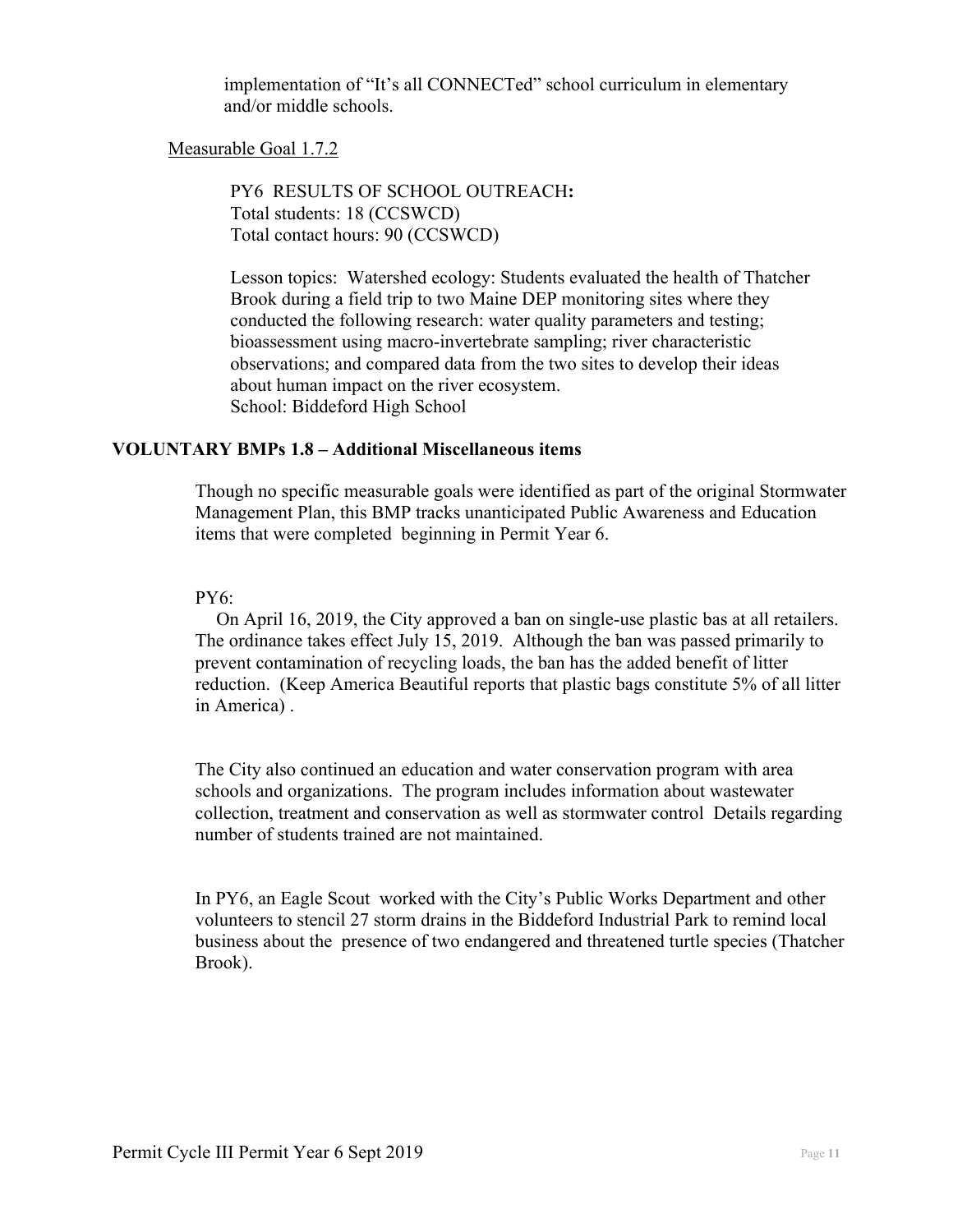implementation of "It's all CONNECTed" school curriculum in elementary and/or middle schools.

Measurable Goal 1.7.2

PY6 RESULTS OF SCHOOL OUTREACH**:**
Total students: 18 (CCSWCD)
Total contact hours: 90 (CCSWCD)

Lesson topics: Watershed ecology: Students evaluated the health of Thatcher Brook during a field trip to two Maine DEP monitoring sites where they conducted the following research: water quality parameters and testing; bioassessment using macro-invertebrate sampling; river characteristic observations; and compared data from the two sites to develop their ideas about human impact on the river ecosystem.
School: Biddeford High School

**VOLUNTARY BMPs 1.8 – Additional Miscellaneous items**

Though no specific measurable goals were identified as part of the original Stormwater Management Plan, this BMP tracks unanticipated Public Awareness and Education items that were completed beginning in Permit Year 6.

PY6:

On April 16, 2019, the City approved a ban on single-use plastic bas at all retailers. The ordinance takes effect July 15, 2019. Although the ban was passed primarily to prevent contamination of recycling loads, the ban has the added benefit of litter reduction. (Keep America Beautiful reports that plastic bags constitute 5% of all litter in America) .

The City also continued an education and water conservation program with area schools and organizations. The program includes information about wastewater collection, treatment and conservation as well as stormwater control Details regarding number of students trained are not maintained.

In PY6, an Eagle Scout worked with the City's Public Works Department and other volunteers to stencil 27 storm drains in the Biddeford Industrial Park to remind local business about the presence of two endangered and threatened turtle species (Thatcher Brook).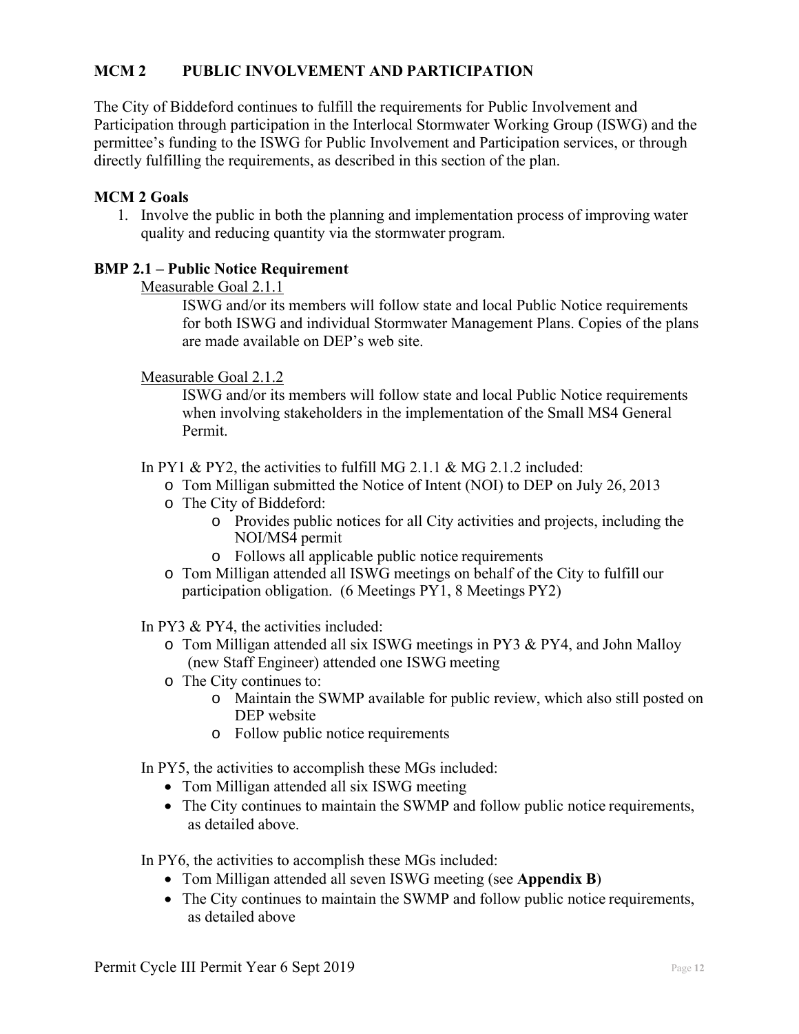## MCM 2 PUBLIC INVOLVEMENT AND PARTICIPATION

The City of Biddeford continues to fulfill the requirements for Public Involvement and Participation through participation in the Interlocal Stormwater Working Group (ISWG) and the permittee's funding to the ISWG for Public Involvement and Participation services, or through directly fulfilling the requirements, as described in this section of the plan.

### MCM 2 Goals

1. Involve the public in both the planning and implementation process of improving water quality and reducing quantity via the stormwater program.

### BMP 2.1 – Public Notice Requirement

Measurable Goal 2.1.1

ISWG and/or its members will follow state and local Public Notice requirements for both ISWG and individual Stormwater Management Plans. Copies of the plans are made available on DEP's web site.

Measurable Goal 2.1.2

ISWG and/or its members will follow state and local Public Notice requirements when involving stakeholders in the implementation of the Small MS4 General Permit.

In PY1 & PY2, the activities to fulfill MG 2.1.1 & MG 2.1.2 included:

- Tom Milligan submitted the Notice of Intent (NOI) to DEP on July 26, 2013
- The City of Biddeford:
  - Provides public notices for all City activities and projects, including the NOI/MS4 permit
  - Follows all applicable public notice requirements
- Tom Milligan attended all ISWG meetings on behalf of the City to fulfill our participation obligation. (6 Meetings PY1, 8 Meetings PY2)

In PY3 & PY4, the activities included:

- Tom Milligan attended all six ISWG meetings in PY3 & PY4, and John Malloy (new Staff Engineer) attended one ISWG meeting
- The City continues to:
  - Maintain the SWMP available for public review, which also still posted on DEP website
  - Follow public notice requirements

In PY5, the activities to accomplish these MGs included:

- Tom Milligan attended all six ISWG meeting
- The City continues to maintain the SWMP and follow public notice requirements, as detailed above.

In PY6, the activities to accomplish these MGs included:

- Tom Milligan attended all seven ISWG meeting (see **Appendix B**)
- The City continues to maintain the SWMP and follow public notice requirements, as detailed above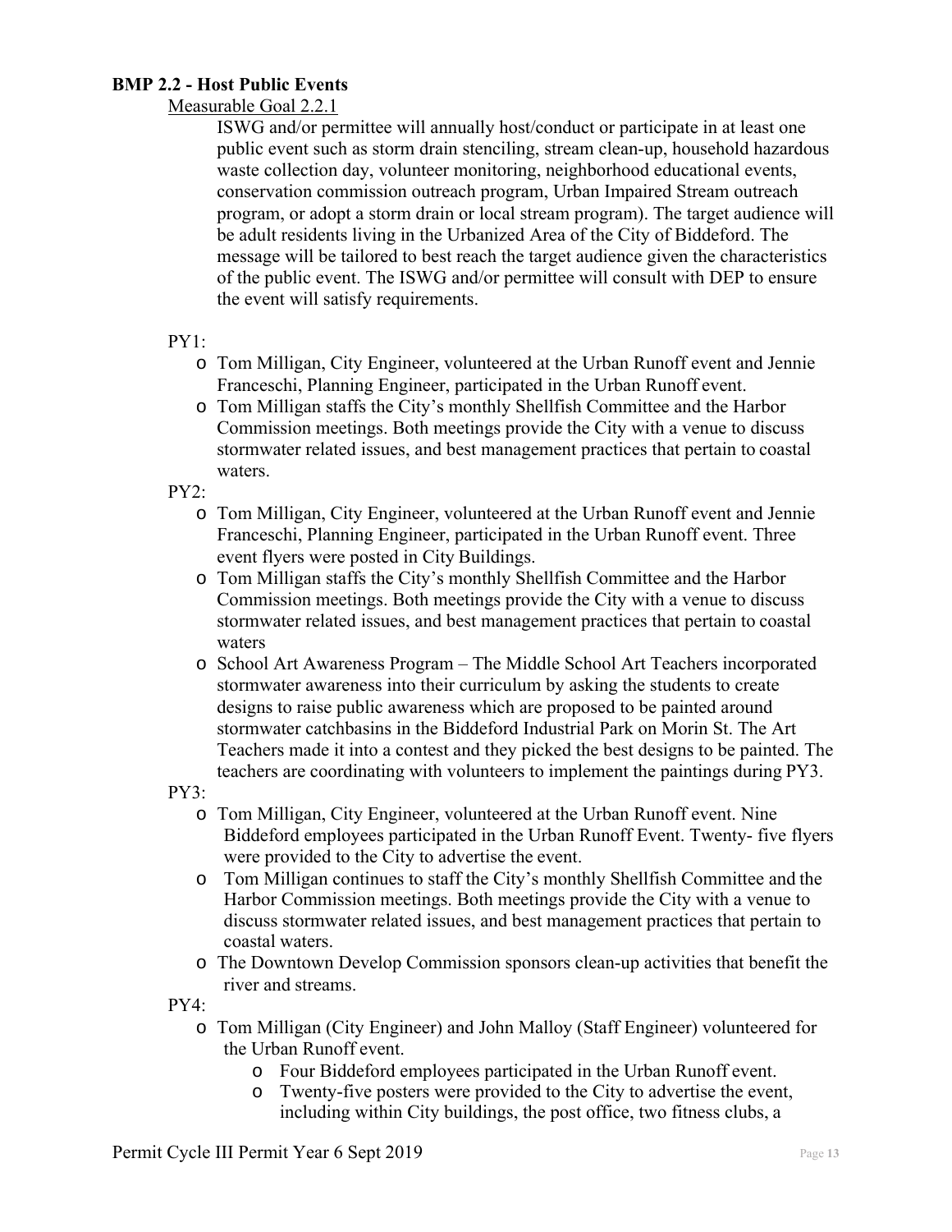**BMP 2.2 - Host Public Events**

Measurable Goal 2.2.1

ISWG and/or permittee will annually host/conduct or participate in at least one public event such as storm drain stenciling, stream clean-up, household hazardous waste collection day, volunteer monitoring, neighborhood educational events, conservation commission outreach program, Urban Impaired Stream outreach program, or adopt a storm drain or local stream program). The target audience will be adult residents living in the Urbanized Area of the City of Biddeford. The message will be tailored to best reach the target audience given the characteristics of the public event. The ISWG and/or permittee will consult with DEP to ensure the event will satisfy requirements.

PY1:

- Tom Milligan, City Engineer, volunteered at the Urban Runoff event and Jennie Franceschi, Planning Engineer, participated in the Urban Runoff event.
- Tom Milligan staffs the City's monthly Shellfish Committee and the Harbor Commission meetings. Both meetings provide the City with a venue to discuss stormwater related issues, and best management practices that pertain to coastal waters.

PY2:

- Tom Milligan, City Engineer, volunteered at the Urban Runoff event and Jennie Franceschi, Planning Engineer, participated in the Urban Runoff event. Three event flyers were posted in City Buildings.
- Tom Milligan staffs the City's monthly Shellfish Committee and the Harbor Commission meetings. Both meetings provide the City with a venue to discuss stormwater related issues, and best management practices that pertain to coastal waters
- School Art Awareness Program – The Middle School Art Teachers incorporated stormwater awareness into their curriculum by asking the students to create designs to raise public awareness which are proposed to be painted around stormwater catchbasins in the Biddeford Industrial Park on Morin St. The Art Teachers made it into a contest and they picked the best designs to be painted. The teachers are coordinating with volunteers to implement the paintings during PY3.

PY3:

- Tom Milligan, City Engineer, volunteered at the Urban Runoff event. Nine Biddeford employees participated in the Urban Runoff Event. Twenty- five flyers were provided to the City to advertise the event.
- Tom Milligan continues to staff the City's monthly Shellfish Committee and the Harbor Commission meetings. Both meetings provide the City with a venue to discuss stormwater related issues, and best management practices that pertain to coastal waters.
- The Downtown Develop Commission sponsors clean-up activities that benefit the river and streams.

PY4:

- Tom Milligan (City Engineer) and John Malloy (Staff Engineer) volunteered for the Urban Runoff event.
  - Four Biddeford employees participated in the Urban Runoff event.
  - Twenty-five posters were provided to the City to advertise the event, including within City buildings, the post office, two fitness clubs, a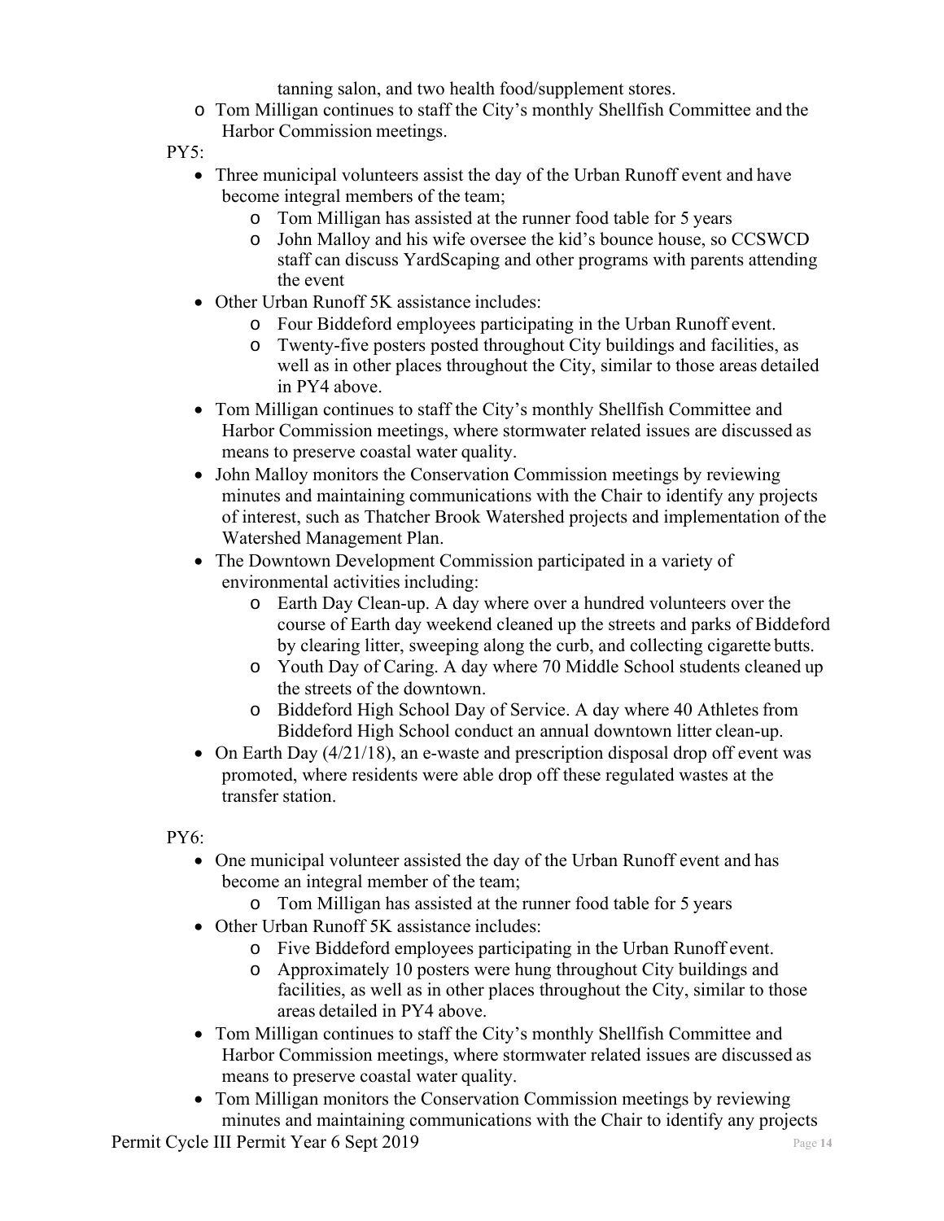tanning salon, and two health food/supplement stores.
  - Tom Milligan continues to staff the City's monthly Shellfish Committee and the Harbor Commission meetings.

PY5:

- Three municipal volunteers assist the day of the Urban Runoff event and have become integral members of the team;
  - Tom Milligan has assisted at the runner food table for 5 years
  - John Malloy and his wife oversee the kid's bounce house, so CCSWCD staff can discuss YardScaping and other programs with parents attending the event
- Other Urban Runoff 5K assistance includes:
  - Four Biddeford employees participating in the Urban Runoff event.
  - Twenty-five posters posted throughout City buildings and facilities, as well as in other places throughout the City, similar to those areas detailed in PY4 above.
- Tom Milligan continues to staff the City's monthly Shellfish Committee and Harbor Commission meetings, where stormwater related issues are discussed as means to preserve coastal water quality.
- John Malloy monitors the Conservation Commission meetings by reviewing minutes and maintaining communications with the Chair to identify any projects of interest, such as Thatcher Brook Watershed projects and implementation of the Watershed Management Plan.
- The Downtown Development Commission participated in a variety of environmental activities including:
  - Earth Day Clean-up. A day where over a hundred volunteers over the course of Earth day weekend cleaned up the streets and parks of Biddeford by clearing litter, sweeping along the curb, and collecting cigarette butts.
  - Youth Day of Caring. A day where 70 Middle School students cleaned up the streets of the downtown.
  - Biddeford High School Day of Service. A day where 40 Athletes from Biddeford High School conduct an annual downtown litter clean-up.
- On Earth Day (4/21/18), an e-waste and prescription disposal drop off event was promoted, where residents were able drop off these regulated wastes at the transfer station.

PY6:

- One municipal volunteer assisted the day of the Urban Runoff event and has become an integral member of the team;
  - Tom Milligan has assisted at the runner food table for 5 years
- Other Urban Runoff 5K assistance includes:
  - Five Biddeford employees participating in the Urban Runoff event.
  - Approximately 10 posters were hung throughout City buildings and facilities, as well as in other places throughout the City, similar to those areas detailed in PY4 above.
- Tom Milligan continues to staff the City's monthly Shellfish Committee and Harbor Commission meetings, where stormwater related issues are discussed as means to preserve coastal water quality.
- Tom Milligan monitors the Conservation Commission meetings by reviewing minutes and maintaining communications with the Chair to identify any projects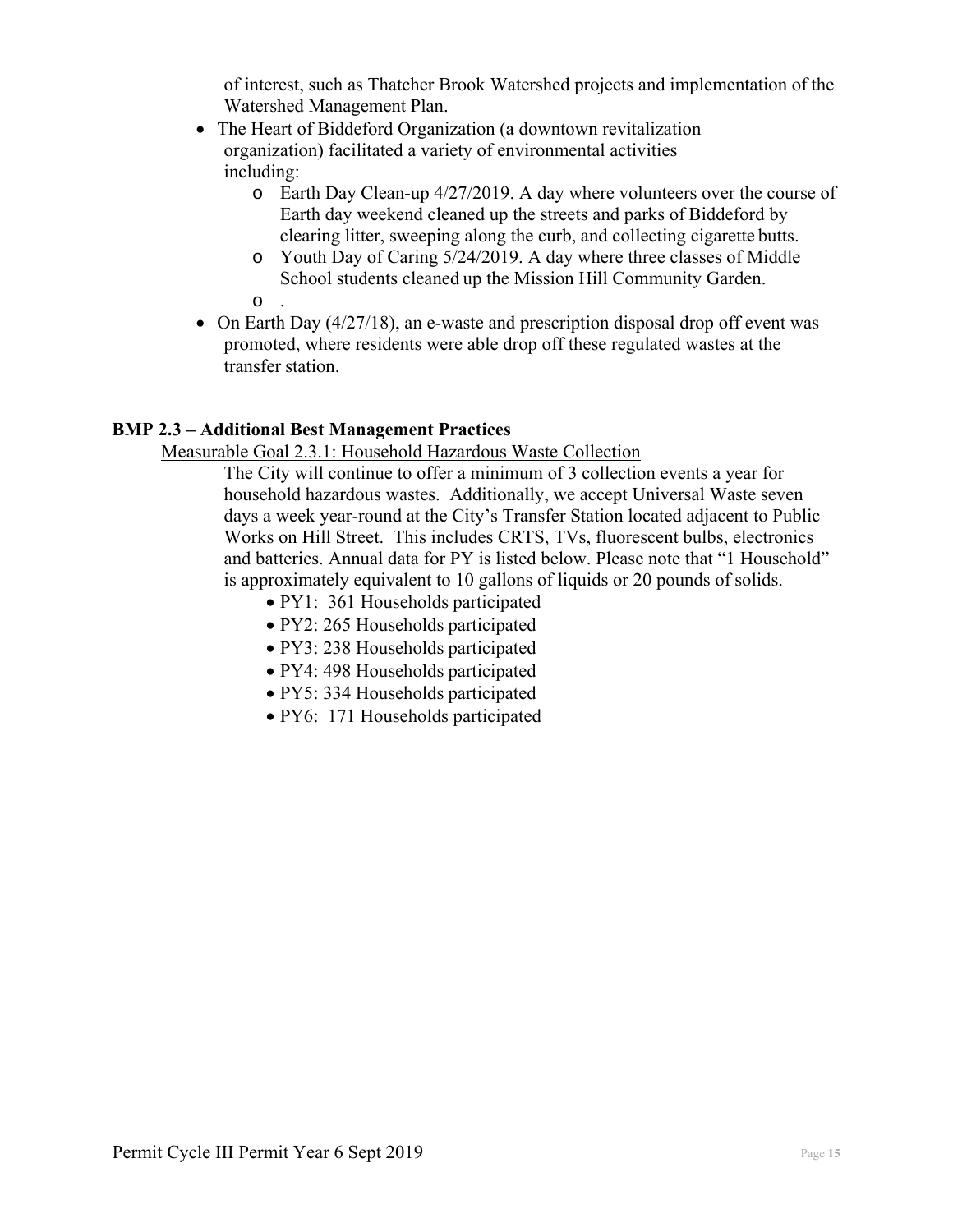of interest, such as Thatcher Brook Watershed projects and implementation of the Watershed Management Plan.

- The Heart of Biddeford Organization (a downtown revitalization organization) facilitated a variety of environmental activities including:
  - Earth Day Clean-up 4/27/2019. A day where volunteers over the course of Earth day weekend cleaned up the streets and parks of Biddeford by clearing litter, sweeping along the curb, and collecting cigarette butts.
  - Youth Day of Caring 5/24/2019. A day where three classes of Middle School students cleaned up the Mission Hill Community Garden.
  - .
- On Earth Day (4/27/18), an e-waste and prescription disposal drop off event was promoted, where residents were able drop off these regulated wastes at the transfer station.

**BMP 2.3 – Additional Best Management Practices**

Measurable Goal 2.3.1: Household Hazardous Waste Collection

The City will continue to offer a minimum of 3 collection events a year for household hazardous wastes. Additionally, we accept Universal Waste seven days a week year-round at the City's Transfer Station located adjacent to Public Works on Hill Street. This includes CRTS, TVs, fluorescent bulbs, electronics and batteries. Annual data for PY is listed below. Please note that "1 Household" is approximately equivalent to 10 gallons of liquids or 20 pounds of solids.

- PY1: 361 Households participated
- PY2: 265 Households participated
- PY3: 238 Households participated
- PY4: 498 Households participated
- PY5: 334 Households participated
- PY6: 171 Households participated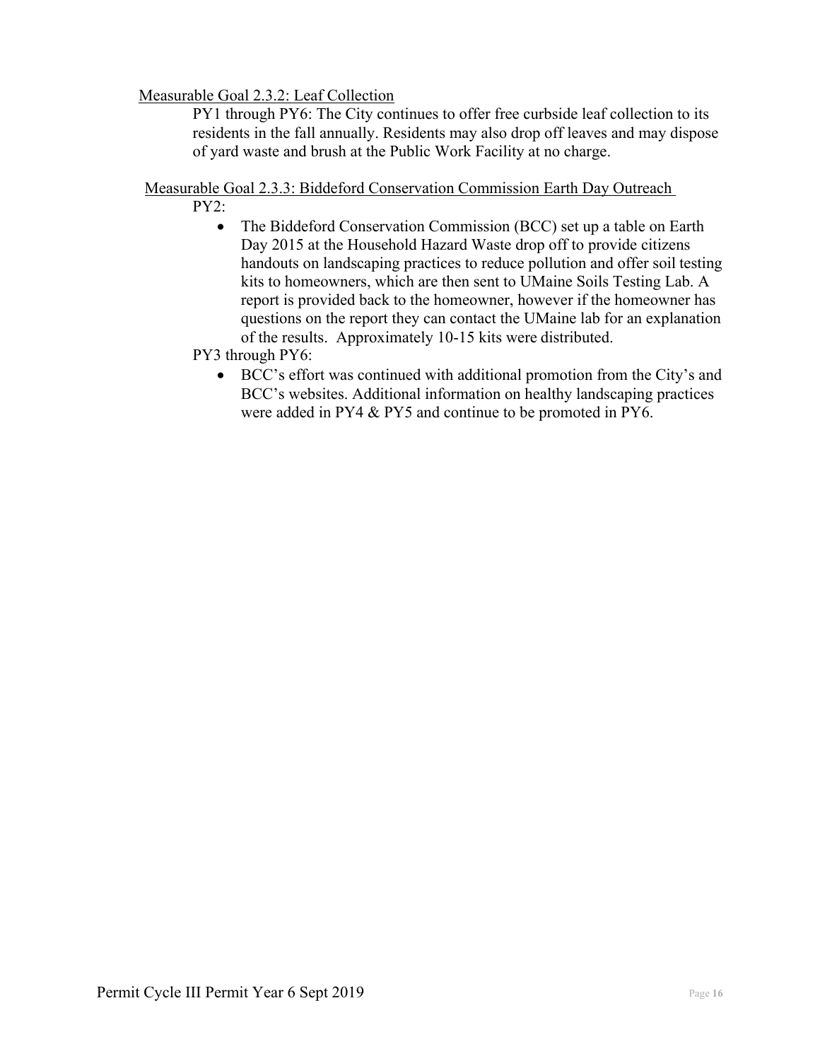Measurable Goal 2.3.2: Leaf Collection

PY1 through PY6: The City continues to offer free curbside leaf collection to its residents in the fall annually. Residents may also drop off leaves and may dispose of yard waste and brush at the Public Work Facility at no charge.

Measurable Goal 2.3.3: Biddeford Conservation Commission Earth Day Outreach

PY2:

- The Biddeford Conservation Commission (BCC) set up a table on Earth Day 2015 at the Household Hazard Waste drop off to provide citizens handouts on landscaping practices to reduce pollution and offer soil testing kits to homeowners, which are then sent to UMaine Soils Testing Lab. A report is provided back to the homeowner, however if the homeowner has questions on the report they can contact the UMaine lab for an explanation of the results. Approximately 10-15 kits were distributed.

PY3 through PY6:

- BCC's effort was continued with additional promotion from the City's and BCC's websites. Additional information on healthy landscaping practices were added in PY4 & PY5 and continue to be promoted in PY6.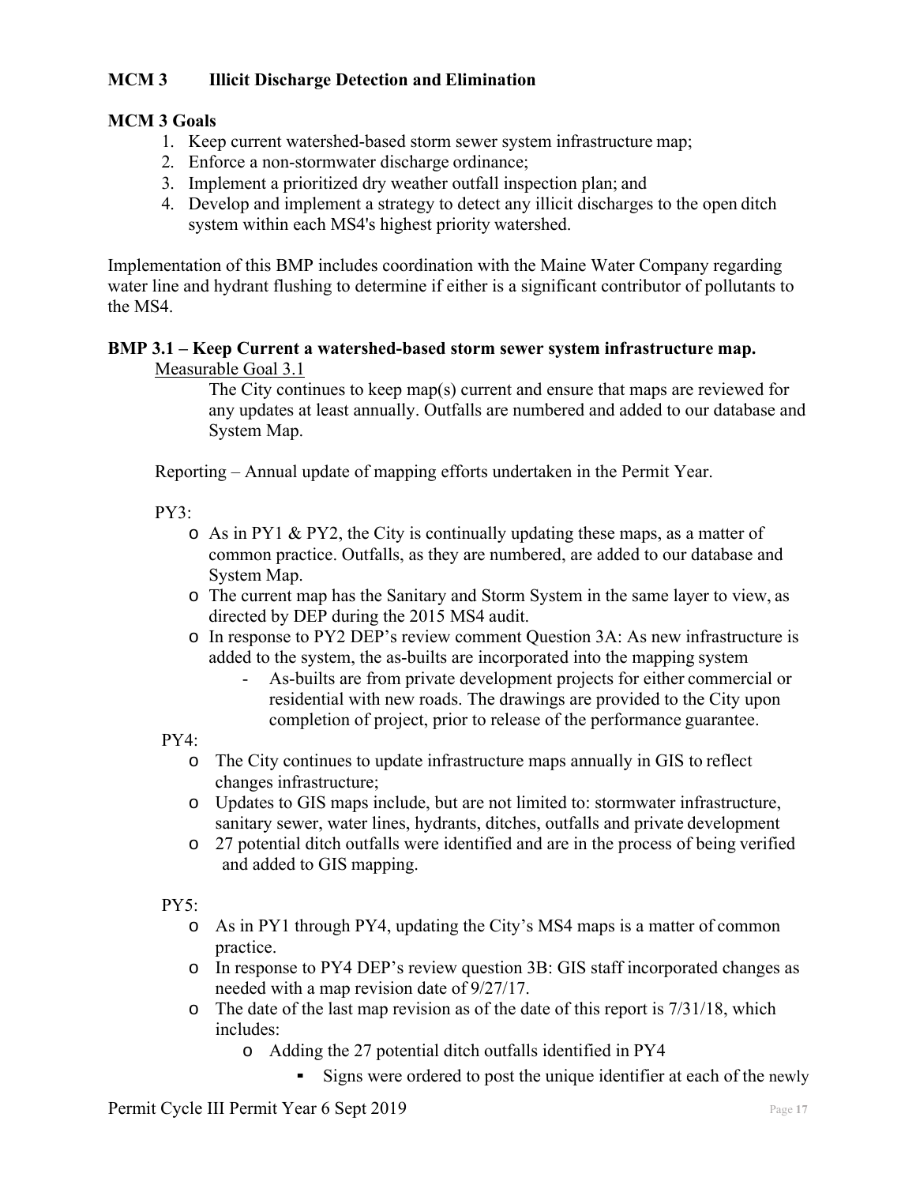## MCM 3 Illicit Discharge Detection and Elimination

### MCM 3 Goals

1. Keep current watershed-based storm sewer system infrastructure map;
2. Enforce a non-stormwater discharge ordinance;
3. Implement a prioritized dry weather outfall inspection plan; and
4. Develop and implement a strategy to detect any illicit discharges to the open ditch system within each MS4's highest priority watershed.

Implementation of this BMP includes coordination with the Maine Water Company regarding water line and hydrant flushing to determine if either is a significant contributor of pollutants to the MS4.

### BMP 3.1 – Keep Current a watershed-based storm sewer system infrastructure map.

<u>Measurable Goal 3.1</u>

The City continues to keep map(s) current and ensure that maps are reviewed for any updates at least annually. Outfalls are numbered and added to our database and System Map.

Reporting – Annual update of mapping efforts undertaken in the Permit Year.

PY3:

- As in PY1 & PY2, the City is continually updating these maps, as a matter of common practice. Outfalls, as they are numbered, are added to our database and System Map.
- The current map has the Sanitary and Storm System in the same layer to view, as directed by DEP during the 2015 MS4 audit.
- In response to PY2 DEP's review comment Question 3A: As new infrastructure is added to the system, the as-builts are incorporated into the mapping system
  - As-builts are from private development projects for either commercial or residential with new roads. The drawings are provided to the City upon completion of project, prior to release of the performance guarantee.

PY4:

- The City continues to update infrastructure maps annually in GIS to reflect changes infrastructure;
- Updates to GIS maps include, but are not limited to: stormwater infrastructure, sanitary sewer, water lines, hydrants, ditches, outfalls and private development
- 27 potential ditch outfalls were identified and are in the process of being verified and added to GIS mapping.

PY5:

- As in PY1 through PY4, updating the City's MS4 maps is a matter of common practice.
- In response to PY4 DEP's review question 3B: GIS staff incorporated changes as needed with a map revision date of 9/27/17.
- The date of the last map revision as of the date of this report is 7/31/18, which includes:
  - Adding the 27 potential ditch outfalls identified in PY4
    - Signs were ordered to post the unique identifier at each of the newly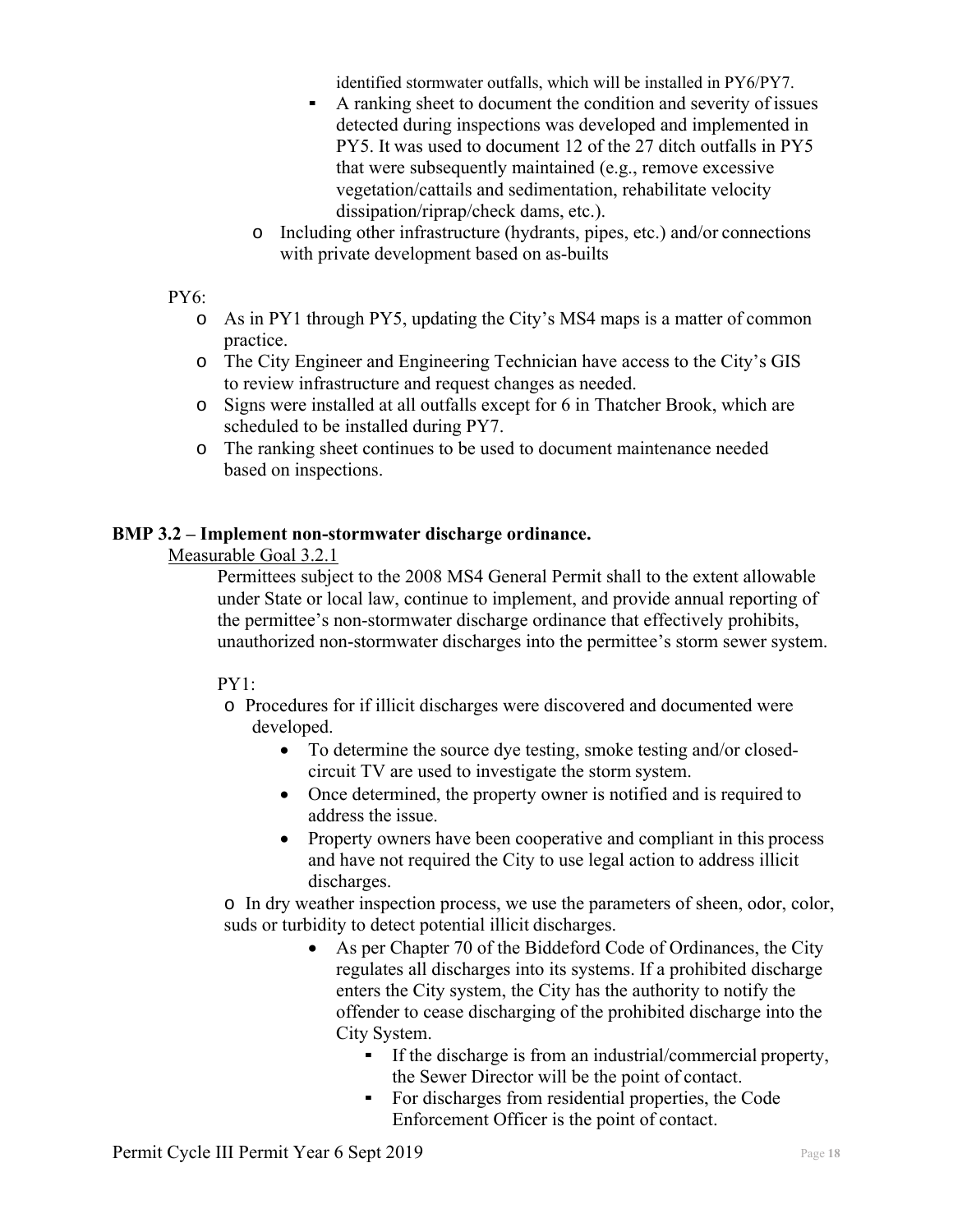identified stormwater outfalls, which will be installed in PY6/PY7.

- A ranking sheet to document the condition and severity of issues detected during inspections was developed and implemented in PY5. It was used to document 12 of the 27 ditch outfalls in PY5 that were subsequently maintained (e.g., remove excessive vegetation/cattails and sedimentation, rehabilitate velocity dissipation/riprap/check dams, etc.).

- Including other infrastructure (hydrants, pipes, etc.) and/or connections with private development based on as-builts

PY6:

- As in PY1 through PY5, updating the City's MS4 maps is a matter of common practice.
- The City Engineer and Engineering Technician have access to the City's GIS to review infrastructure and request changes as needed.
- Signs were installed at all outfalls except for 6 in Thatcher Brook, which are scheduled to be installed during PY7.
- The ranking sheet continues to be used to document maintenance needed based on inspections.

**BMP 3.2 – Implement non-stormwater discharge ordinance.**

Measurable Goal 3.2.1

Permittees subject to the 2008 MS4 General Permit shall to the extent allowable under State or local law, continue to implement, and provide annual reporting of the permittee's non-stormwater discharge ordinance that effectively prohibits, unauthorized non-stormwater discharges into the permittee's storm sewer system.

PY1:

- Procedures for if illicit discharges were discovered and documented were developed.
  - To determine the source dye testing, smoke testing and/or closed-circuit TV are used to investigate the storm system.
  - Once determined, the property owner is notified and is required to address the issue.
  - Property owners have been cooperative and compliant in this process and have not required the City to use legal action to address illicit discharges.
- In dry weather inspection process, we use the parameters of sheen, odor, color, suds or turbidity to detect potential illicit discharges.
  - As per Chapter 70 of the Biddeford Code of Ordinances, the City regulates all discharges into its systems. If a prohibited discharge enters the City system, the City has the authority to notify the offender to cease discharging of the prohibited discharge into the City System.
    - If the discharge is from an industrial/commercial property, the Sewer Director will be the point of contact.
    - For discharges from residential properties, the Code Enforcement Officer is the point of contact.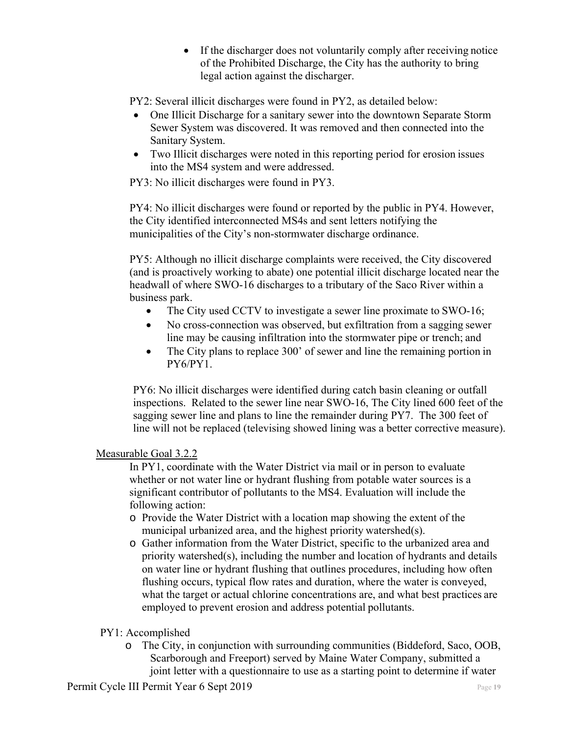- If the discharger does not voluntarily comply after receiving notice of the Prohibited Discharge, the City has the authority to bring legal action against the discharger.

PY2: Several illicit discharges were found in PY2, as detailed below:

- One Illicit Discharge for a sanitary sewer into the downtown Separate Storm Sewer System was discovered. It was removed and then connected into the Sanitary System.
- Two Illicit discharges were noted in this reporting period for erosion issues into the MS4 system and were addressed.

PY3: No illicit discharges were found in PY3.

PY4: No illicit discharges were found or reported by the public in PY4. However, the City identified interconnected MS4s and sent letters notifying the municipalities of the City's non-stormwater discharge ordinance.

PY5: Although no illicit discharge complaints were received, the City discovered (and is proactively working to abate) one potential illicit discharge located near the headwall of where SWO-16 discharges to a tributary of the Saco River within a business park.

- The City used CCTV to investigate a sewer line proximate to SWO-16;
- No cross-connection was observed, but exfiltration from a sagging sewer line may be causing infiltration into the stormwater pipe or trench; and
- The City plans to replace 300' of sewer and line the remaining portion in PY6/PY1.

PY6: No illicit discharges were identified during catch basin cleaning or outfall inspections. Related to the sewer line near SWO-16, The City lined 600 feet of the sagging sewer line and plans to line the remainder during PY7. The 300 feet of line will not be replaced (televising showed lining was a better corrective measure).

Measurable Goal 3.2.2

In PY1, coordinate with the Water District via mail or in person to evaluate whether or not water line or hydrant flushing from potable water sources is a significant contributor of pollutants to the MS4. Evaluation will include the following action:

- Provide the Water District with a location map showing the extent of the municipal urbanized area, and the highest priority watershed(s).
- Gather information from the Water District, specific to the urbanized area and priority watershed(s), including the number and location of hydrants and details on water line or hydrant flushing that outlines procedures, including how often flushing occurs, typical flow rates and duration, where the water is conveyed, what the target or actual chlorine concentrations are, and what best practices are employed to prevent erosion and address potential pollutants.

PY1: Accomplished

- The City, in conjunction with surrounding communities (Biddeford, Saco, OOB, Scarborough and Freeport) served by Maine Water Company, submitted a joint letter with a questionnaire to use as a starting point to determine if water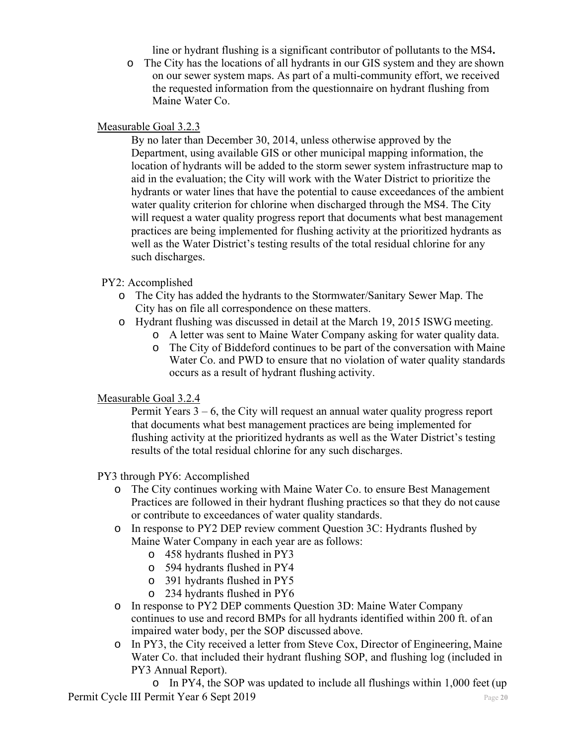line or hydrant flushing is a significant contributor of pollutants to the MS4**.**

- The City has the locations of all hydrants in our GIS system and they are shown on our sewer system maps. As part of a multi-community effort, we received the requested information from the questionnaire on hydrant flushing from Maine Water Co.

Measurable Goal 3.2.3

By no later than December 30, 2014, unless otherwise approved by the Department, using available GIS or other municipal mapping information, the location of hydrants will be added to the storm sewer system infrastructure map to aid in the evaluation; the City will work with the Water District to prioritize the hydrants or water lines that have the potential to cause exceedances of the ambient water quality criterion for chlorine when discharged through the MS4. The City will request a water quality progress report that documents what best management practices are being implemented for flushing activity at the prioritized hydrants as well as the Water District's testing results of the total residual chlorine for any such discharges.

PY2: Accomplished

- The City has added the hydrants to the Stormwater/Sanitary Sewer Map. The City has on file all correspondence on these matters.
- Hydrant flushing was discussed in detail at the March 19, 2015 ISWG meeting.
  - A letter was sent to Maine Water Company asking for water quality data.
  - The City of Biddeford continues to be part of the conversation with Maine Water Co. and PWD to ensure that no violation of water quality standards occurs as a result of hydrant flushing activity.

Measurable Goal 3.2.4

Permit Years 3 – 6, the City will request an annual water quality progress report that documents what best management practices are being implemented for flushing activity at the prioritized hydrants as well as the Water District's testing results of the total residual chlorine for any such discharges.

PY3 through PY6: Accomplished

- The City continues working with Maine Water Co. to ensure Best Management Practices are followed in their hydrant flushing practices so that they do not cause or contribute to exceedances of water quality standards.
- In response to PY2 DEP review comment Question 3C: Hydrants flushed by Maine Water Company in each year are as follows:
  - 458 hydrants flushed in PY3
  - 594 hydrants flushed in PY4
  - 391 hydrants flushed in PY5
  - 234 hydrants flushed in PY6
- In response to PY2 DEP comments Question 3D: Maine Water Company continues to use and record BMPs for all hydrants identified within 200 ft. of an impaired water body, per the SOP discussed above.
- In PY3, the City received a letter from Steve Cox, Director of Engineering, Maine Water Co. that included their hydrant flushing SOP, and flushing log (included in PY3 Annual Report).
  - In PY4, the SOP was updated to include all flushings within 1,000 feet (up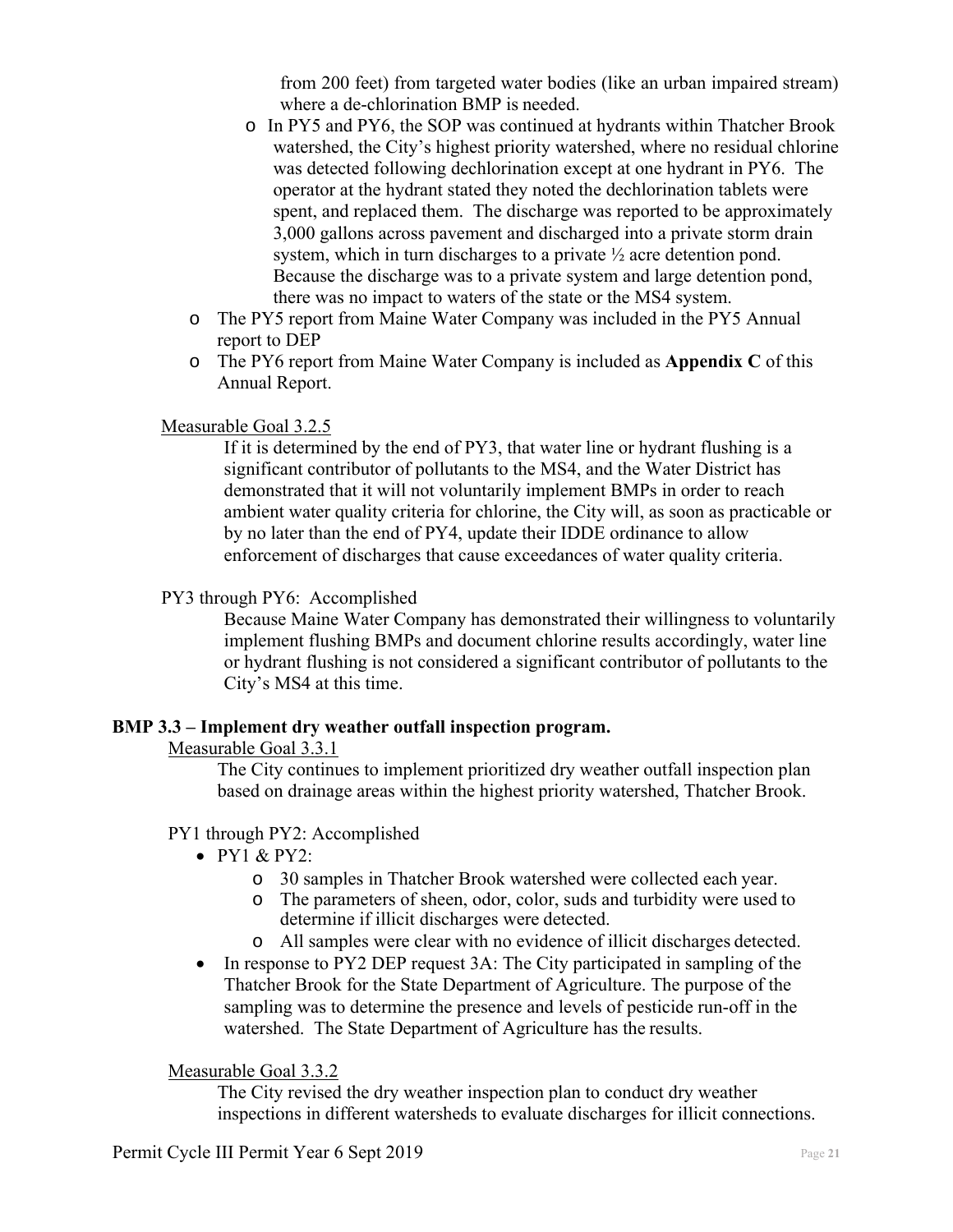from 200 feet) from targeted water bodies (like an urban impaired stream) where a de-chlorination BMP is needed.

- In PY5 and PY6, the SOP was continued at hydrants within Thatcher Brook watershed, the City's highest priority watershed, where no residual chlorine was detected following dechlorination except at one hydrant in PY6. The operator at the hydrant stated they noted the dechlorination tablets were spent, and replaced them. The discharge was reported to be approximately 3,000 gallons across pavement and discharged into a private storm drain system, which in turn discharges to a private ½ acre detention pond. Because the discharge was to a private system and large detention pond, there was no impact to waters of the state or the MS4 system.
- The PY5 report from Maine Water Company was included in the PY5 Annual report to DEP
- The PY6 report from Maine Water Company is included as **Appendix C** of this Annual Report.

Measurable Goal 3.2.5

If it is determined by the end of PY3, that water line or hydrant flushing is a significant contributor of pollutants to the MS4, and the Water District has demonstrated that it will not voluntarily implement BMPs in order to reach ambient water quality criteria for chlorine, the City will, as soon as practicable or by no later than the end of PY4, update their IDDE ordinance to allow enforcement of discharges that cause exceedances of water quality criteria.

PY3 through PY6: Accomplished

Because Maine Water Company has demonstrated their willingness to voluntarily implement flushing BMPs and document chlorine results accordingly, water line or hydrant flushing is not considered a significant contributor of pollutants to the City's MS4 at this time.

**BMP 3.3 – Implement dry weather outfall inspection program.**

Measurable Goal 3.3.1

The City continues to implement prioritized dry weather outfall inspection plan based on drainage areas within the highest priority watershed, Thatcher Brook.

PY1 through PY2: Accomplished

- PY1 & PY2:
  - 30 samples in Thatcher Brook watershed were collected each year.
  - The parameters of sheen, odor, color, suds and turbidity were used to determine if illicit discharges were detected.
  - All samples were clear with no evidence of illicit discharges detected.
- In response to PY2 DEP request 3A: The City participated in sampling of the Thatcher Brook for the State Department of Agriculture. The purpose of the sampling was to determine the presence and levels of pesticide run-off in the watershed. The State Department of Agriculture has the results.

Measurable Goal 3.3.2

The City revised the dry weather inspection plan to conduct dry weather inspections in different watersheds to evaluate discharges for illicit connections.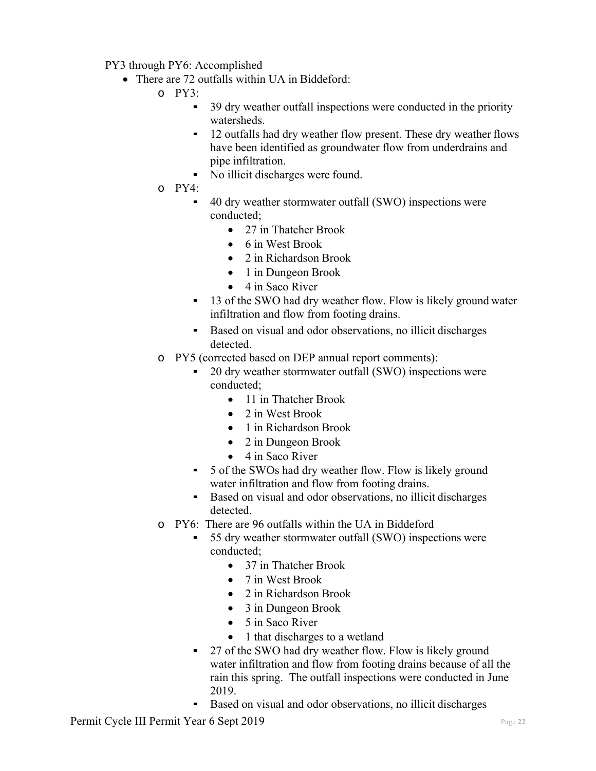PY3 through PY6: Accomplished

- There are 72 outfalls within UA in Biddeford:
  - PY3:
    - 39 dry weather outfall inspections were conducted in the priority watersheds.
    - 12 outfalls had dry weather flow present. These dry weather flows have been identified as groundwater flow from underdrains and pipe infiltration.
    - No illicit discharges were found.
  - PY4:
    - 40 dry weather stormwater outfall (SWO) inspections were conducted;
      - 27 in Thatcher Brook
      - 6 in West Brook
      - 2 in Richardson Brook
      - 1 in Dungeon Brook
      - 4 in Saco River
    - 13 of the SWO had dry weather flow. Flow is likely ground water infiltration and flow from footing drains.
    - Based on visual and odor observations, no illicit discharges detected.
  - PY5 (corrected based on DEP annual report comments):
    - 20 dry weather stormwater outfall (SWO) inspections were conducted;
      - 11 in Thatcher Brook
      - 2 in West Brook
      - 1 in Richardson Brook
      - 2 in Dungeon Brook
      - 4 in Saco River
    - 5 of the SWOs had dry weather flow. Flow is likely ground water infiltration and flow from footing drains.
    - Based on visual and odor observations, no illicit discharges detected.
  - PY6: There are 96 outfalls within the UA in Biddeford
    - 55 dry weather stormwater outfall (SWO) inspections were conducted;
      - 37 in Thatcher Brook
      - 7 in West Brook
      - 2 in Richardson Brook
      - 3 in Dungeon Brook
      - 5 in Saco River
      - 1 that discharges to a wetland
    - 27 of the SWO had dry weather flow. Flow is likely ground water infiltration and flow from footing drains because of all the rain this spring. The outfall inspections were conducted in June 2019.
    - Based on visual and odor observations, no illicit discharges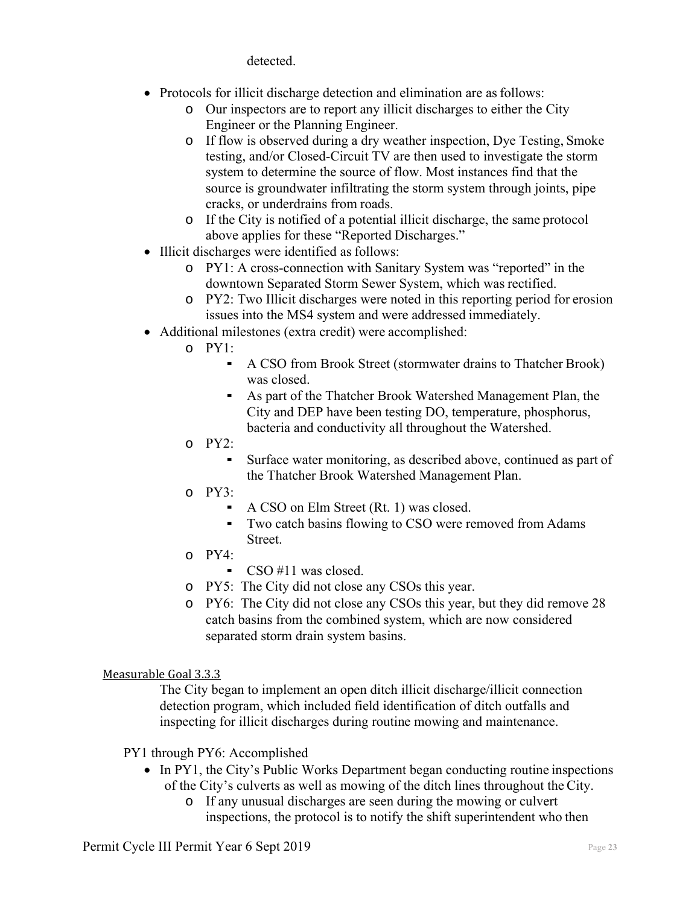detected.

- Protocols for illicit discharge detection and elimination are as follows:
  - Our inspectors are to report any illicit discharges to either the City Engineer or the Planning Engineer.
  - If flow is observed during a dry weather inspection, Dye Testing, Smoke testing, and/or Closed-Circuit TV are then used to investigate the storm system to determine the source of flow. Most instances find that the source is groundwater infiltrating the storm system through joints, pipe cracks, or underdrains from roads.
  - If the City is notified of a potential illicit discharge, the same protocol above applies for these "Reported Discharges."
- Illicit discharges were identified as follows:
  - PY1: A cross-connection with Sanitary System was "reported" in the downtown Separated Storm Sewer System, which was rectified.
  - PY2: Two Illicit discharges were noted in this reporting period for erosion issues into the MS4 system and were addressed immediately.
- Additional milestones (extra credit) were accomplished:
  - PY1:
    - A CSO from Brook Street (stormwater drains to Thatcher Brook) was closed.
    - As part of the Thatcher Brook Watershed Management Plan, the City and DEP have been testing DO, temperature, phosphorus, bacteria and conductivity all throughout the Watershed.
  - PY2:
    - Surface water monitoring, as described above, continued as part of the Thatcher Brook Watershed Management Plan.
  - PY3:
    - A CSO on Elm Street (Rt. 1) was closed.
    - Two catch basins flowing to CSO were removed from Adams Street.
  - PY4:
    - CSO #11 was closed.
  - PY5: The City did not close any CSOs this year.
  - PY6: The City did not close any CSOs this year, but they did remove 28 catch basins from the combined system, which are now considered separated storm drain system basins.

Measurable Goal 3.3.3

The City began to implement an open ditch illicit discharge/illicit connection detection program, which included field identification of ditch outfalls and inspecting for illicit discharges during routine mowing and maintenance.

PY1 through PY6: Accomplished

- In PY1, the City's Public Works Department began conducting routine inspections of the City's culverts as well as mowing of the ditch lines throughout the City.
  - If any unusual discharges are seen during the mowing or culvert inspections, the protocol is to notify the shift superintendent who then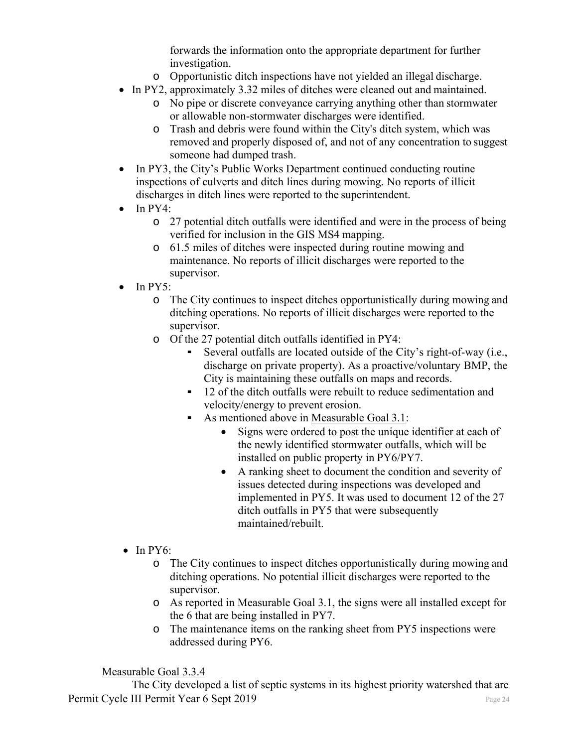forwards the information onto the appropriate department for further investigation.
    - Opportunistic ditch inspections have not yielded an illegal discharge.
- In PY2, approximately 3.32 miles of ditches were cleaned out and maintained.
    - No pipe or discrete conveyance carrying anything other than stormwater or allowable non-stormwater discharges were identified.
    - Trash and debris were found within the City's ditch system, which was removed and properly disposed of, and not of any concentration to suggest someone had dumped trash.
- In PY3, the City's Public Works Department continued conducting routine inspections of culverts and ditch lines during mowing. No reports of illicit discharges in ditch lines were reported to the superintendent.
- In PY4:
    - 27 potential ditch outfalls were identified and were in the process of being verified for inclusion in the GIS MS4 mapping.
    - 61.5 miles of ditches were inspected during routine mowing and maintenance. No reports of illicit discharges were reported to the supervisor.
- In PY5:
    - The City continues to inspect ditches opportunistically during mowing and ditching operations. No reports of illicit discharges were reported to the supervisor.
    - Of the 27 potential ditch outfalls identified in PY4:
        - Several outfalls are located outside of the City's right-of-way (i.e., discharge on private property). As a proactive/voluntary BMP, the City is maintaining these outfalls on maps and records.
        - 12 of the ditch outfalls were rebuilt to reduce sedimentation and velocity/energy to prevent erosion.
        - As mentioned above in Measurable Goal 3.1:
            - Signs were ordered to post the unique identifier at each of the newly identified stormwater outfalls, which will be installed on public property in PY6/PY7.
            - A ranking sheet to document the condition and severity of issues detected during inspections was developed and implemented in PY5. It was used to document 12 of the 27 ditch outfalls in PY5 that were subsequently maintained/rebuilt.
- In PY6:
    - The City continues to inspect ditches opportunistically during mowing and ditching operations. No potential illicit discharges were reported to the supervisor.
    - As reported in Measurable Goal 3.1, the signs were all installed except for the 6 that are being installed in PY7.
    - The maintenance items on the ranking sheet from PY5 inspections were addressed during PY6.

Measurable Goal 3.3.4

The City developed a list of septic systems in its highest priority watershed that are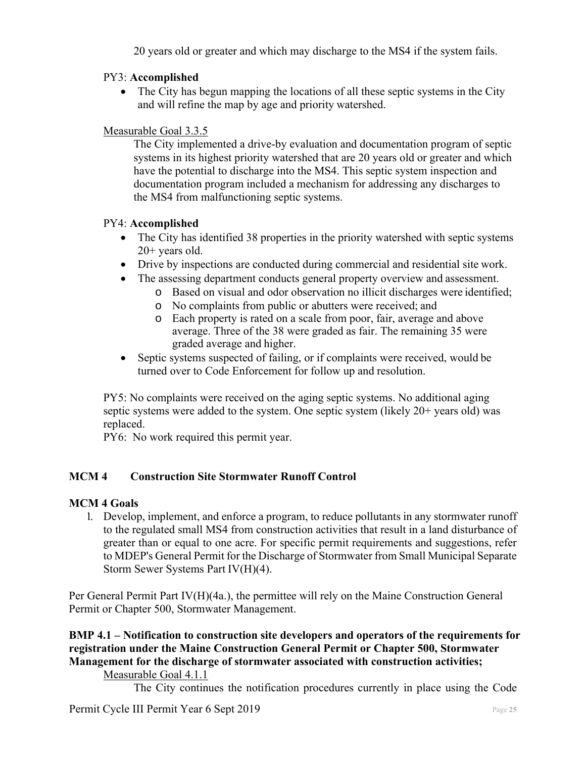20 years old or greater and which may discharge to the MS4 if the system fails.

PY3: **Accomplished**

- The City has begun mapping the locations of all these septic systems in the City and will refine the map by age and priority watershed.

Measurable Goal 3.3.5

The City implemented a drive-by evaluation and documentation program of septic systems in its highest priority watershed that are 20 years old or greater and which have the potential to discharge into the MS4. This septic system inspection and documentation program included a mechanism for addressing any discharges to the MS4 from malfunctioning septic systems.

PY4: **Accomplished**

- The City has identified 38 properties in the priority watershed with septic systems 20+ years old.
- Drive by inspections are conducted during commercial and residential site work.
- The assessing department conducts general property overview and assessment.
  - Based on visual and odor observation no illicit discharges were identified;
  - No complaints from public or abutters were received; and
  - Each property is rated on a scale from poor, fair, average and above average. Three of the 38 were graded as fair. The remaining 35 were graded average and higher.
- Septic systems suspected of failing, or if complaints were received, would be turned over to Code Enforcement for follow up and resolution.

PY5: No complaints were received on the aging septic systems. No additional aging septic systems were added to the system. One septic system (likely 20+ years old) was replaced.
PY6: No work required this permit year.

## MCM 4 Construction Site Stormwater Runoff Control

### MCM 4 Goals

1. Develop, implement, and enforce a program, to reduce pollutants in any stormwater runoff to the regulated small MS4 from construction activities that result in a land disturbance of greater than or equal to one acre. For specific permit requirements and suggestions, refer to MDEP's General Permit for the Discharge of Stormwater from Small Municipal Separate Storm Sewer Systems Part IV(H)(4).

Per General Permit Part IV(H)(4a.), the permittee will rely on the Maine Construction General Permit or Chapter 500, Stormwater Management.

### BMP 4.1 – Notification to construction site developers and operators of the requirements for registration under the Maine Construction General Permit or Chapter 500, Stormwater Management for the discharge of stormwater associated with construction activities;

Measurable Goal 4.1.1

The City continues the notification procedures currently in place using the Code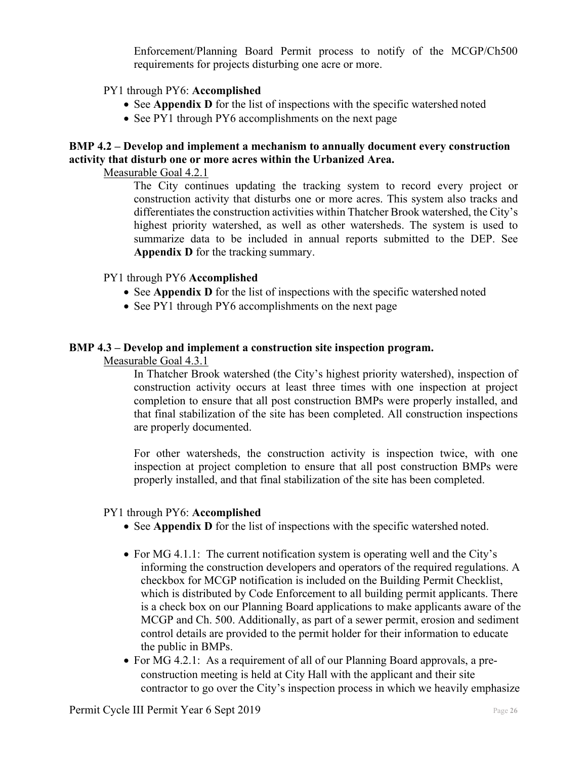Enforcement/Planning Board Permit process to notify of the MCGP/Ch500 requirements for projects disturbing one acre or more.

PY1 through PY6: **Accomplished**

- See **Appendix D** for the list of inspections with the specific watershed noted
- See PY1 through PY6 accomplishments on the next page

**BMP 4.2 – Develop and implement a mechanism to annually document every construction activity that disturb one or more acres within the Urbanized Area.**

Measurable Goal 4.2.1

The City continues updating the tracking system to record every project or construction activity that disturbs one or more acres. This system also tracks and differentiates the construction activities within Thatcher Brook watershed, the City's highest priority watershed, as well as other watersheds. The system is used to summarize data to be included in annual reports submitted to the DEP. See **Appendix D** for the tracking summary.

PY1 through PY6 **Accomplished**

- See **Appendix D** for the list of inspections with the specific watershed noted
- See PY1 through PY6 accomplishments on the next page

**BMP 4.3 – Develop and implement a construction site inspection program.**

Measurable Goal 4.3.1

In Thatcher Brook watershed (the City's highest priority watershed), inspection of construction activity occurs at least three times with one inspection at project completion to ensure that all post construction BMPs were properly installed, and that final stabilization of the site has been completed. All construction inspections are properly documented.

For other watersheds, the construction activity is inspection twice, with one inspection at project completion to ensure that all post construction BMPs were properly installed, and that final stabilization of the site has been completed.

PY1 through PY6: **Accomplished**

- See **Appendix D** for the list of inspections with the specific watershed noted.
- For MG 4.1.1: The current notification system is operating well and the City's informing the construction developers and operators of the required regulations. A checkbox for MCGP notification is included on the Building Permit Checklist, which is distributed by Code Enforcement to all building permit applicants. There is a check box on our Planning Board applications to make applicants aware of the MCGP and Ch. 500. Additionally, as part of a sewer permit, erosion and sediment control details are provided to the permit holder for their information to educate the public in BMPs.
- For MG 4.2.1: As a requirement of all of our Planning Board approvals, a pre-construction meeting is held at City Hall with the applicant and their site contractor to go over the City's inspection process in which we heavily emphasize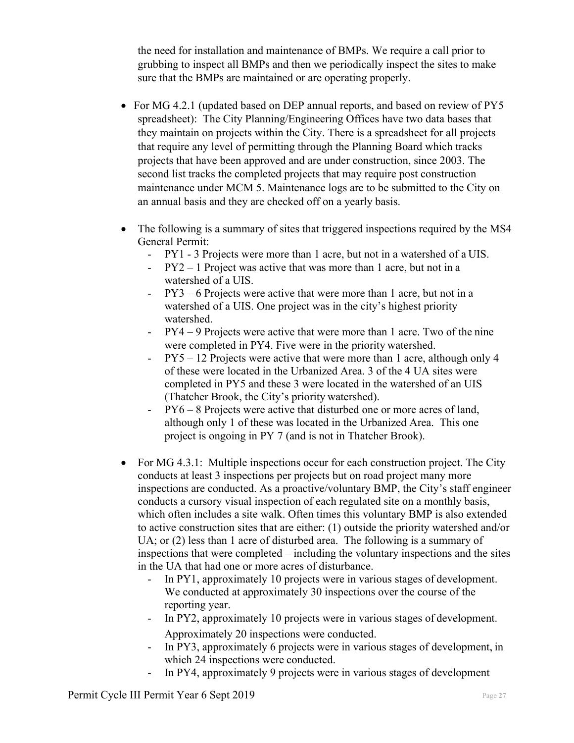the need for installation and maintenance of BMPs. We require a call prior to grubbing to inspect all BMPs and then we periodically inspect the sites to make sure that the BMPs are maintained or are operating properly.

- For MG 4.2.1 (updated based on DEP annual reports, and based on review of PY5 spreadsheet): The City Planning/Engineering Offices have two data bases that they maintain on projects within the City. There is a spreadsheet for all projects that require any level of permitting through the Planning Board which tracks projects that have been approved and are under construction, since 2003. The second list tracks the completed projects that may require post construction maintenance under MCM 5. Maintenance logs are to be submitted to the City on an annual basis and they are checked off on a yearly basis.

- The following is a summary of sites that triggered inspections required by the MS4 General Permit:
  - PY1 - 3 Projects were more than 1 acre, but not in a watershed of a UIS.
  - PY2 – 1 Project was active that was more than 1 acre, but not in a watershed of a UIS.
  - PY3 – 6 Projects were active that were more than 1 acre, but not in a watershed of a UIS. One project was in the city's highest priority watershed.
  - PY4 – 9 Projects were active that were more than 1 acre. Two of the nine were completed in PY4. Five were in the priority watershed.
  - PY5 – 12 Projects were active that were more than 1 acre, although only 4 of these were located in the Urbanized Area. 3 of the 4 UA sites were completed in PY5 and these 3 were located in the watershed of an UIS (Thatcher Brook, the City's priority watershed).
  - PY6 – 8 Projects were active that disturbed one or more acres of land, although only 1 of these was located in the Urbanized Area. This one project is ongoing in PY 7 (and is not in Thatcher Brook).

- For MG 4.3.1: Multiple inspections occur for each construction project. The City conducts at least 3 inspections per projects but on road project many more inspections are conducted. As a proactive/voluntary BMP, the City's staff engineer conducts a cursory visual inspection of each regulated site on a monthly basis, which often includes a site walk. Often times this voluntary BMP is also extended to active construction sites that are either: (1) outside the priority watershed and/or UA; or (2) less than 1 acre of disturbed area. The following is a summary of inspections that were completed – including the voluntary inspections and the sites in the UA that had one or more acres of disturbance.
  - In PY1, approximately 10 projects were in various stages of development. We conducted at approximately 30 inspections over the course of the reporting year.
  - In PY2, approximately 10 projects were in various stages of development. Approximately 20 inspections were conducted.
  - In PY3, approximately 6 projects were in various stages of development, in which 24 inspections were conducted.
  - In PY4, approximately 9 projects were in various stages of development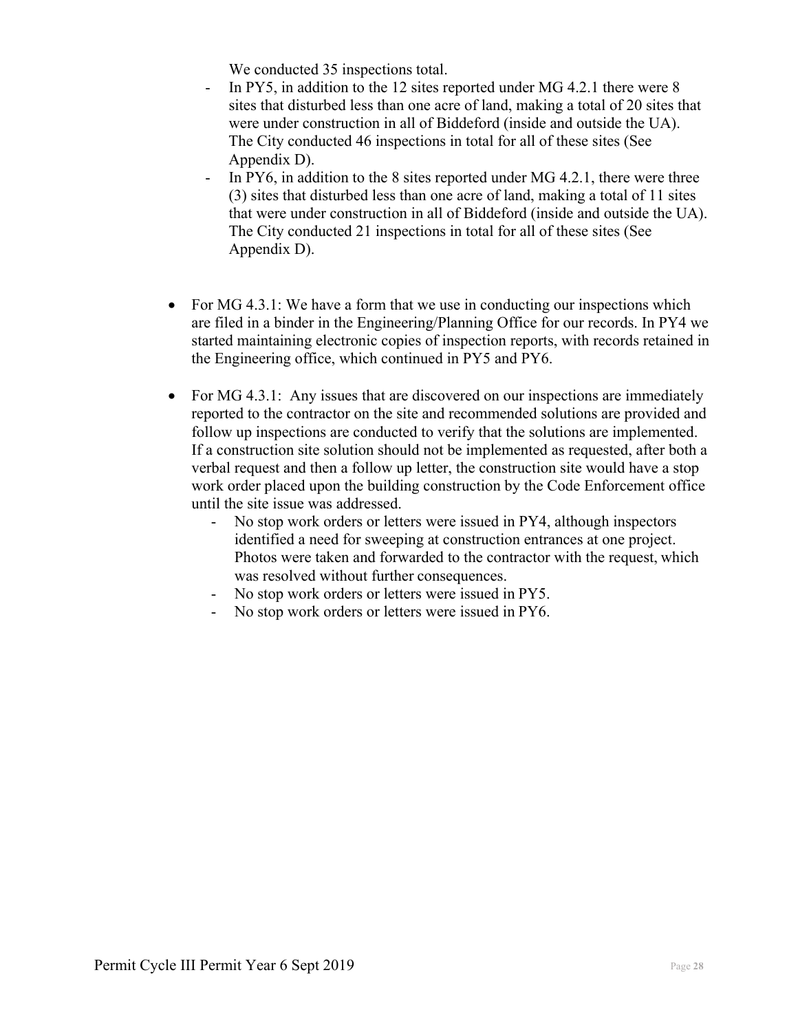We conducted 35 inspections total.

- In PY5, in addition to the 12 sites reported under MG 4.2.1 there were 8 sites that disturbed less than one acre of land, making a total of 20 sites that were under construction in all of Biddeford (inside and outside the UA). The City conducted 46 inspections in total for all of these sites (See Appendix D).
- In PY6, in addition to the 8 sites reported under MG 4.2.1, there were three (3) sites that disturbed less than one acre of land, making a total of 11 sites that were under construction in all of Biddeford (inside and outside the UA). The City conducted 21 inspections in total for all of these sites (See Appendix D).

- For MG 4.3.1: We have a form that we use in conducting our inspections which are filed in a binder in the Engineering/Planning Office for our records. In PY4 we started maintaining electronic copies of inspection reports, with records retained in the Engineering office, which continued in PY5 and PY6.

- For MG 4.3.1: Any issues that are discovered on our inspections are immediately reported to the contractor on the site and recommended solutions are provided and follow up inspections are conducted to verify that the solutions are implemented. If a construction site solution should not be implemented as requested, after both a verbal request and then a follow up letter, the construction site would have a stop work order placed upon the building construction by the Code Enforcement office until the site issue was addressed.
    - No stop work orders or letters were issued in PY4, although inspectors identified a need for sweeping at construction entrances at one project. Photos were taken and forwarded to the contractor with the request, which was resolved without further consequences.
    - No stop work orders or letters were issued in PY5.
    - No stop work orders or letters were issued in PY6.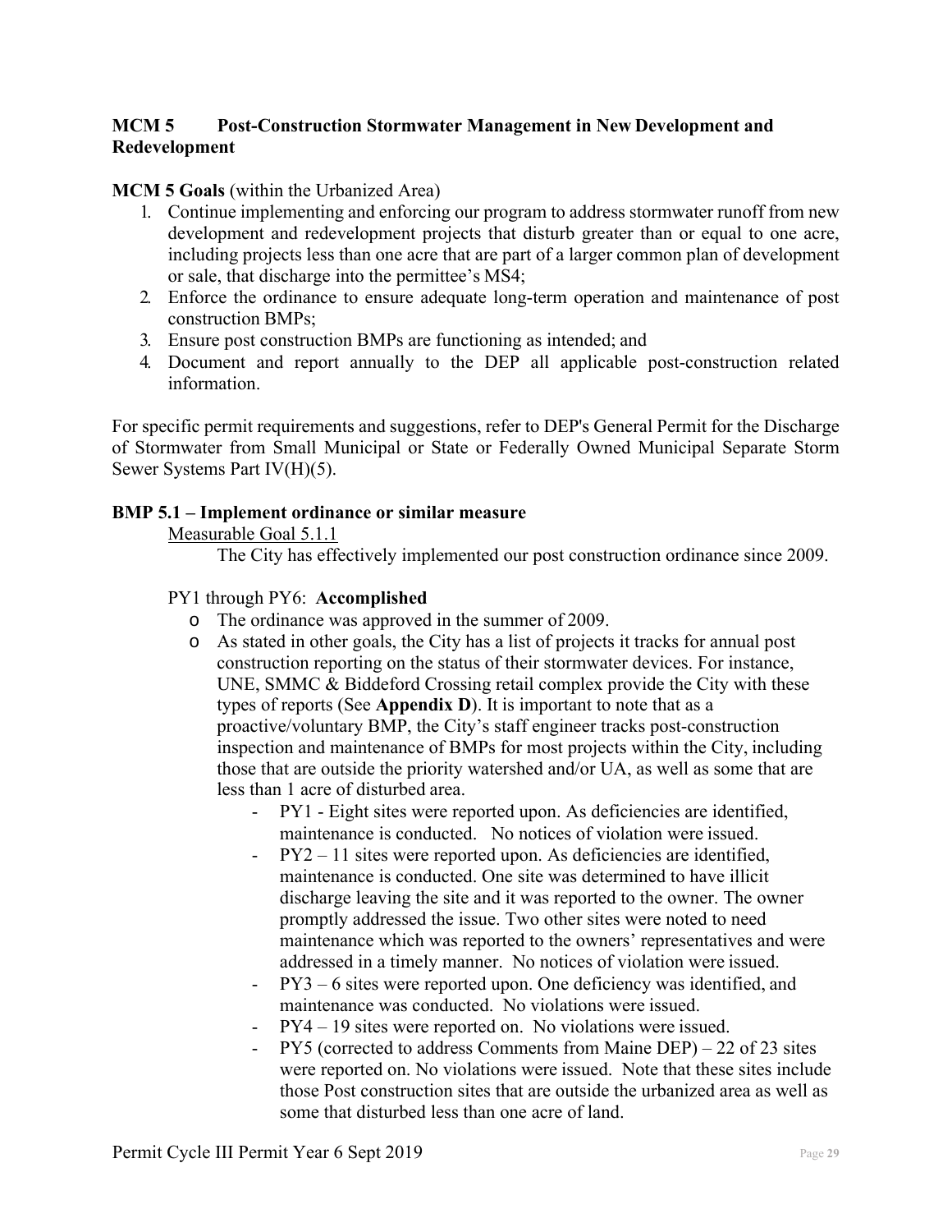## MCM 5 Post-Construction Stormwater Management in New Development and Redevelopment

**MCM 5 Goals** (within the Urbanized Area)

1. Continue implementing and enforcing our program to address stormwater runoff from new development and redevelopment projects that disturb greater than or equal to one acre, including projects less than one acre that are part of a larger common plan of development or sale, that discharge into the permittee's MS4;
2. Enforce the ordinance to ensure adequate long-term operation and maintenance of post construction BMPs;
3. Ensure post construction BMPs are functioning as intended; and
4. Document and report annually to the DEP all applicable post-construction related information.

For specific permit requirements and suggestions, refer to DEP's General Permit for the Discharge of Stormwater from Small Municipal or State or Federally Owned Municipal Separate Storm Sewer Systems Part IV(H)(5).

### BMP 5.1 – Implement ordinance or similar measure

Measurable Goal 5.1.1

The City has effectively implemented our post construction ordinance since 2009.

PY1 through PY6: **Accomplished**

- The ordinance was approved in the summer of 2009.
- As stated in other goals, the City has a list of projects it tracks for annual post construction reporting on the status of their stormwater devices. For instance, UNE, SMMC & Biddeford Crossing retail complex provide the City with these types of reports (See **Appendix D**). It is important to note that as a proactive/voluntary BMP, the City's staff engineer tracks post-construction inspection and maintenance of BMPs for most projects within the City, including those that are outside the priority watershed and/or UA, as well as some that are less than 1 acre of disturbed area.
  - PY1 - Eight sites were reported upon. As deficiencies are identified, maintenance is conducted. No notices of violation were issued.
  - PY2 – 11 sites were reported upon. As deficiencies are identified, maintenance is conducted. One site was determined to have illicit discharge leaving the site and it was reported to the owner. The owner promptly addressed the issue. Two other sites were noted to need maintenance which was reported to the owners' representatives and were addressed in a timely manner. No notices of violation were issued.
  - PY3 – 6 sites were reported upon. One deficiency was identified, and maintenance was conducted. No violations were issued.
  - PY4 – 19 sites were reported on. No violations were issued.
  - PY5 (corrected to address Comments from Maine DEP) – 22 of 23 sites were reported on. No violations were issued. Note that these sites include those Post construction sites that are outside the urbanized area as well as some that disturbed less than one acre of land.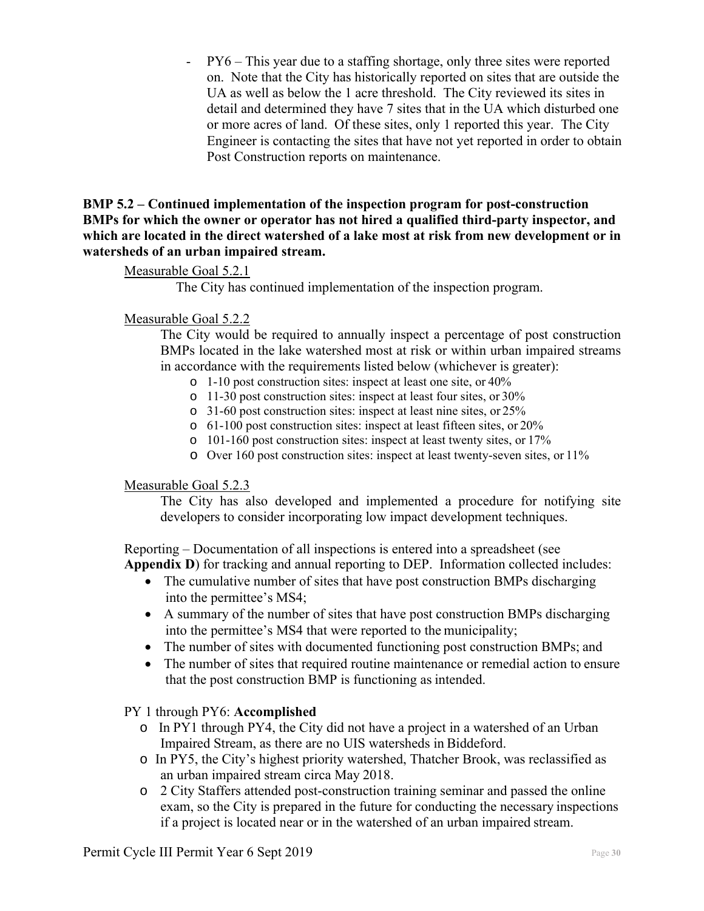- PY6 – This year due to a staffing shortage, only three sites were reported on. Note that the City has historically reported on sites that are outside the UA as well as below the 1 acre threshold. The City reviewed its sites in detail and determined they have 7 sites that in the UA which disturbed one or more acres of land. Of these sites, only 1 reported this year. The City Engineer is contacting the sites that have not yet reported in order to obtain Post Construction reports on maintenance.

**BMP 5.2 – Continued implementation of the inspection program for post-construction BMPs for which the owner or operator has not hired a qualified third-party inspector, and which are located in the direct watershed of a lake most at risk from new development or in watersheds of an urban impaired stream.**

Measurable Goal 5.2.1

The City has continued implementation of the inspection program.

Measurable Goal 5.2.2

The City would be required to annually inspect a percentage of post construction BMPs located in the lake watershed most at risk or within urban impaired streams in accordance with the requirements listed below (whichever is greater):

- 1-10 post construction sites: inspect at least one site, or 40%
- 11-30 post construction sites: inspect at least four sites, or 30%
- 31-60 post construction sites: inspect at least nine sites, or 25%
- 61-100 post construction sites: inspect at least fifteen sites, or 20%
- 101-160 post construction sites: inspect at least twenty sites, or 17%
- Over 160 post construction sites: inspect at least twenty-seven sites, or 11%

Measurable Goal 5.2.3

The City has also developed and implemented a procedure for notifying site developers to consider incorporating low impact development techniques.

Reporting – Documentation of all inspections is entered into a spreadsheet (see **Appendix D**) for tracking and annual reporting to DEP. Information collected includes:

- The cumulative number of sites that have post construction BMPs discharging into the permittee's MS4;
- A summary of the number of sites that have post construction BMPs discharging into the permittee's MS4 that were reported to the municipality;
- The number of sites with documented functioning post construction BMPs; and
- The number of sites that required routine maintenance or remedial action to ensure that the post construction BMP is functioning as intended.

PY 1 through PY6: **Accomplished**

- In PY1 through PY4, the City did not have a project in a watershed of an Urban Impaired Stream, as there are no UIS watersheds in Biddeford.
- In PY5, the City's highest priority watershed, Thatcher Brook, was reclassified as an urban impaired stream circa May 2018.
- 2 City Staffers attended post-construction training seminar and passed the online exam, so the City is prepared in the future for conducting the necessary inspections if a project is located near or in the watershed of an urban impaired stream.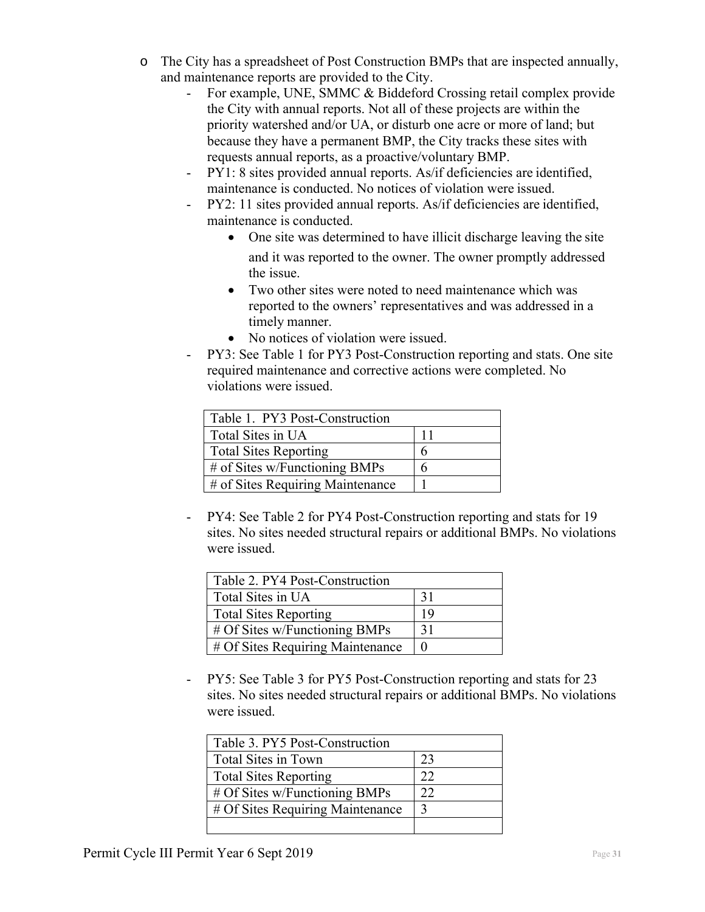- The City has a spreadsheet of Post Construction BMPs that are inspected annually, and maintenance reports are provided to the City.
  - For example, UNE, SMMC & Biddeford Crossing retail complex provide the City with annual reports. Not all of these projects are within the priority watershed and/or UA, or disturb one acre or more of land; but because they have a permanent BMP, the City tracks these sites with requests annual reports, as a proactive/voluntary BMP.
  - PY1: 8 sites provided annual reports. As/if deficiencies are identified, maintenance is conducted. No notices of violation were issued.
  - PY2: 11 sites provided annual reports. As/if deficiencies are identified, maintenance is conducted.
    - One site was determined to have illicit discharge leaving the site and it was reported to the owner. The owner promptly addressed the issue.
    - Two other sites were noted to need maintenance which was reported to the owners' representatives and was addressed in a timely manner.
    - No notices of violation were issued.
  - PY3: See Table 1 for PY3 Post-Construction reporting and stats. One site required maintenance and corrective actions were completed. No violations were issued.

| Table 1. PY3 Post-Construction | |
|---|---|
| Total Sites in UA | 11 |
| Total Sites Reporting | 6 |
| # of Sites w/Functioning BMPs | 6 |
| # of Sites Requiring Maintenance | 1 |

  - PY4: See Table 2 for PY4 Post-Construction reporting and stats for 19 sites. No sites needed structural repairs or additional BMPs. No violations were issued.

| Table 2. PY4 Post-Construction | |
|---|---|
| Total Sites in UA | 31 |
| Total Sites Reporting | 19 |
| # Of Sites w/Functioning BMPs | 31 |
| # Of Sites Requiring Maintenance | 0 |

  - PY5: See Table 3 for PY5 Post-Construction reporting and stats for 23 sites. No sites needed structural repairs or additional BMPs. No violations were issued.

| Table 3. PY5 Post-Construction | |
|---|---|
| Total Sites in Town | 23 |
| Total Sites Reporting | 22 |
| # Of Sites w/Functioning BMPs | 22 |
| # Of Sites Requiring Maintenance | 3 |
| | |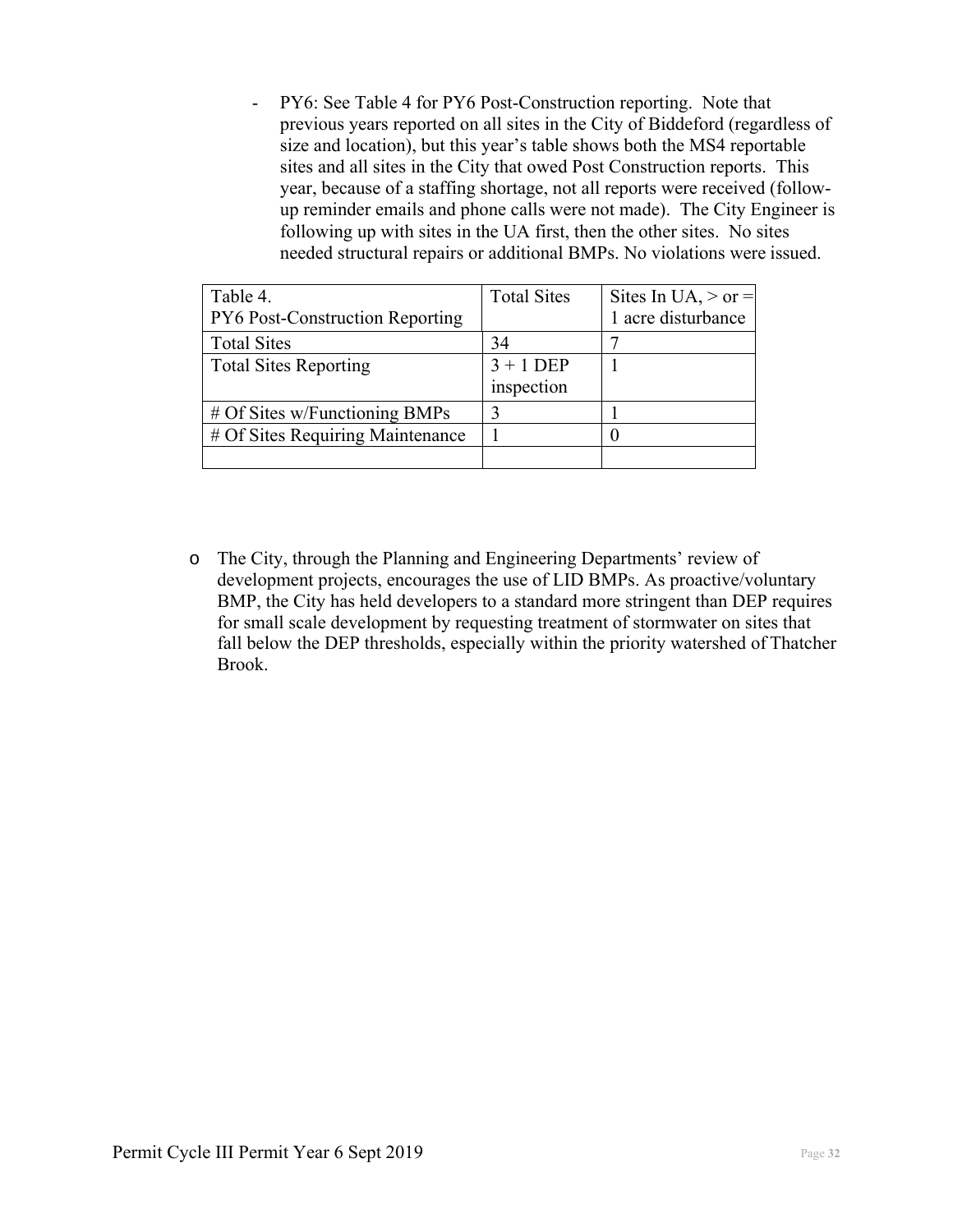- PY6: See Table 4 for PY6 Post-Construction reporting. Note that previous years reported on all sites in the City of Biddeford (regardless of size and location), but this year's table shows both the MS4 reportable sites and all sites in the City that owed Post Construction reports. This year, because of a staffing shortage, not all reports were received (follow-up reminder emails and phone calls were not made). The City Engineer is following up with sites in the UA first, then the other sites. No sites needed structural repairs or additional BMPs. No violations were issued.

| Table 4. PY6 Post-Construction Reporting | Total Sites | Sites In UA, > or = 1 acre disturbance |
|---|---|---|
| Total Sites | 34 | 7 |
| Total Sites Reporting | 3 + 1 DEP inspection | 1 |
| # Of Sites w/Functioning BMPs | 3 | 1 |
| # Of Sites Requiring Maintenance | 1 | 0 |
| | | |

- The City, through the Planning and Engineering Departments' review of development projects, encourages the use of LID BMPs. As proactive/voluntary BMP, the City has held developers to a standard more stringent than DEP requires for small scale development by requesting treatment of stormwater on sites that fall below the DEP thresholds, especially within the priority watershed of Thatcher Brook.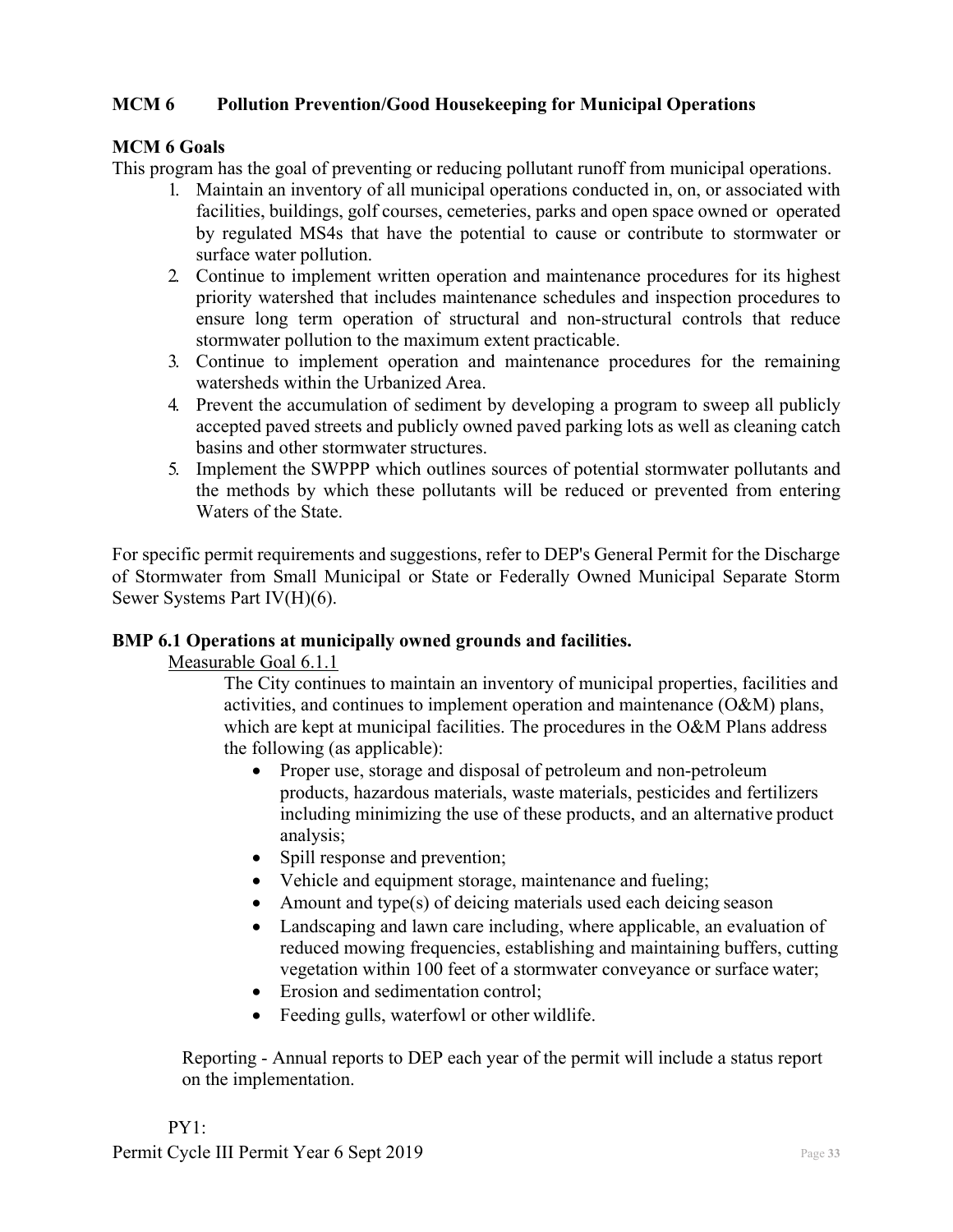## MCM 6 Pollution Prevention/Good Housekeeping for Municipal Operations

### MCM 6 Goals

This program has the goal of preventing or reducing pollutant runoff from municipal operations.

1. Maintain an inventory of all municipal operations conducted in, on, or associated with facilities, buildings, golf courses, cemeteries, parks and open space owned or operated by regulated MS4s that have the potential to cause or contribute to stormwater or surface water pollution.
2. Continue to implement written operation and maintenance procedures for its highest priority watershed that includes maintenance schedules and inspection procedures to ensure long term operation of structural and non-structural controls that reduce stormwater pollution to the maximum extent practicable.
3. Continue to implement operation and maintenance procedures for the remaining watersheds within the Urbanized Area.
4. Prevent the accumulation of sediment by developing a program to sweep all publicly accepted paved streets and publicly owned paved parking lots as well as cleaning catch basins and other stormwater structures.
5. Implement the SWPPP which outlines sources of potential stormwater pollutants and the methods by which these pollutants will be reduced or prevented from entering Waters of the State.

For specific permit requirements and suggestions, refer to DEP's General Permit for the Discharge of Stormwater from Small Municipal or State or Federally Owned Municipal Separate Storm Sewer Systems Part IV(H)(6).

### BMP 6.1 Operations at municipally owned grounds and facilities.

Measurable Goal 6.1.1

The City continues to maintain an inventory of municipal properties, facilities and activities, and continues to implement operation and maintenance (O&M) plans, which are kept at municipal facilities. The procedures in the O&M Plans address the following (as applicable):

- Proper use, storage and disposal of petroleum and non-petroleum products, hazardous materials, waste materials, pesticides and fertilizers including minimizing the use of these products, and an alternative product analysis;
- Spill response and prevention;
- Vehicle and equipment storage, maintenance and fueling;
- Amount and type(s) of deicing materials used each deicing season
- Landscaping and lawn care including, where applicable, an evaluation of reduced mowing frequencies, establishing and maintaining buffers, cutting vegetation within 100 feet of a stormwater conveyance or surface water;
- Erosion and sedimentation control;
- Feeding gulls, waterfowl or other wildlife.

Reporting - Annual reports to DEP each year of the permit will include a status report on the implementation.

PY1:

Permit Cycle III Permit Year 6 Sept 2019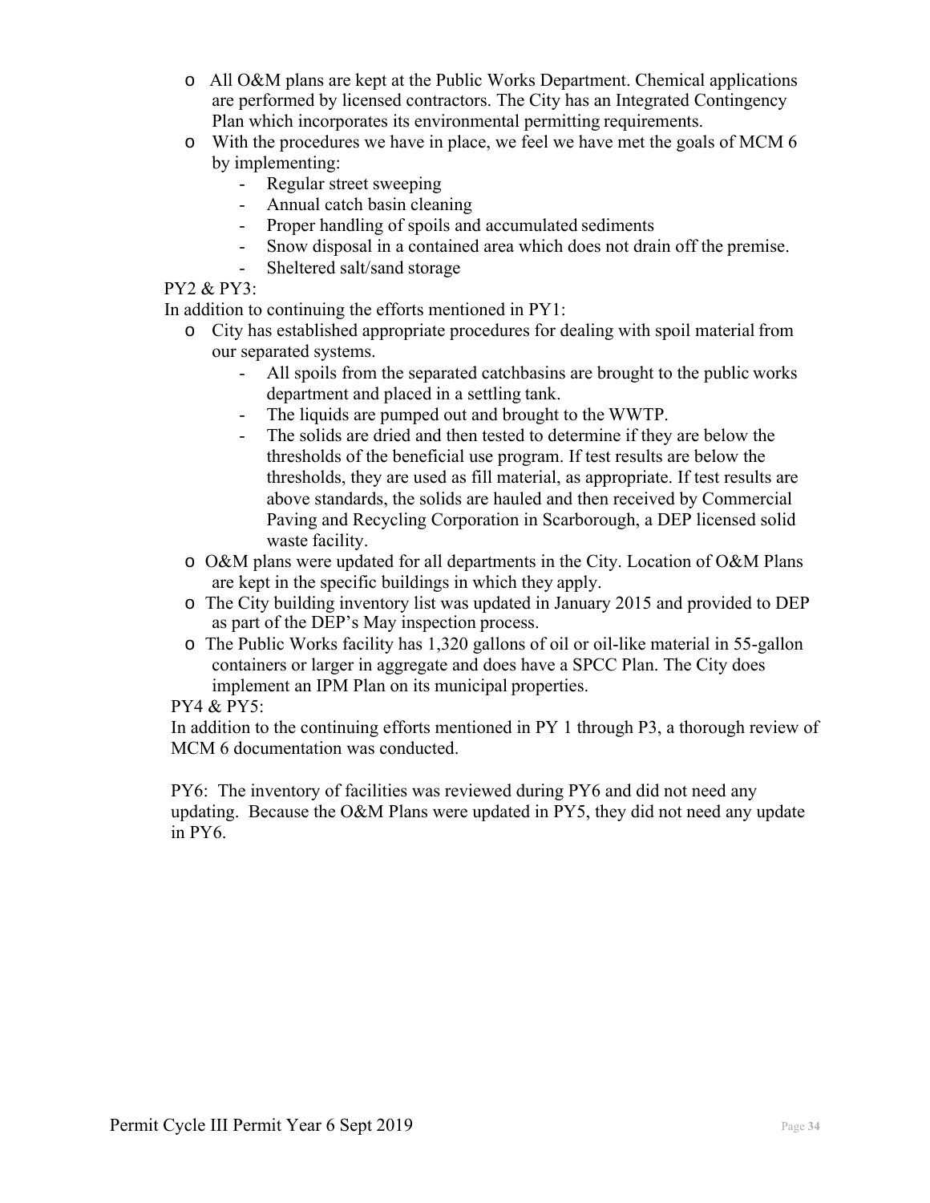- All O&M plans are kept at the Public Works Department. Chemical applications are performed by licensed contractors. The City has an Integrated Contingency Plan which incorporates its environmental permitting requirements.
- With the procedures we have in place, we feel we have met the goals of MCM 6 by implementing:
  - Regular street sweeping
  - Annual catch basin cleaning
  - Proper handling of spoils and accumulated sediments
  - Snow disposal in a contained area which does not drain off the premise.
  - Sheltered salt/sand storage

PY2 & PY3:

In addition to continuing the efforts mentioned in PY1:

- City has established appropriate procedures for dealing with spoil material from our separated systems.
  - All spoils from the separated catchbasins are brought to the public works department and placed in a settling tank.
  - The liquids are pumped out and brought to the WWTP.
  - The solids are dried and then tested to determine if they are below the thresholds of the beneficial use program. If test results are below the thresholds, they are used as fill material, as appropriate. If test results are above standards, the solids are hauled and then received by Commercial Paving and Recycling Corporation in Scarborough, a DEP licensed solid waste facility.
- O&M plans were updated for all departments in the City. Location of O&M Plans are kept in the specific buildings in which they apply.
- The City building inventory list was updated in January 2015 and provided to DEP as part of the DEP's May inspection process.
- The Public Works facility has 1,320 gallons of oil or oil-like material in 55-gallon containers or larger in aggregate and does have a SPCC Plan. The City does implement an IPM Plan on its municipal properties.

PY4 & PY5:

In addition to the continuing efforts mentioned in PY 1 through P3, a thorough review of MCM 6 documentation was conducted.

PY6: The inventory of facilities was reviewed during PY6 and did not need any updating. Because the O&M Plans were updated in PY5, they did not need any update in PY6.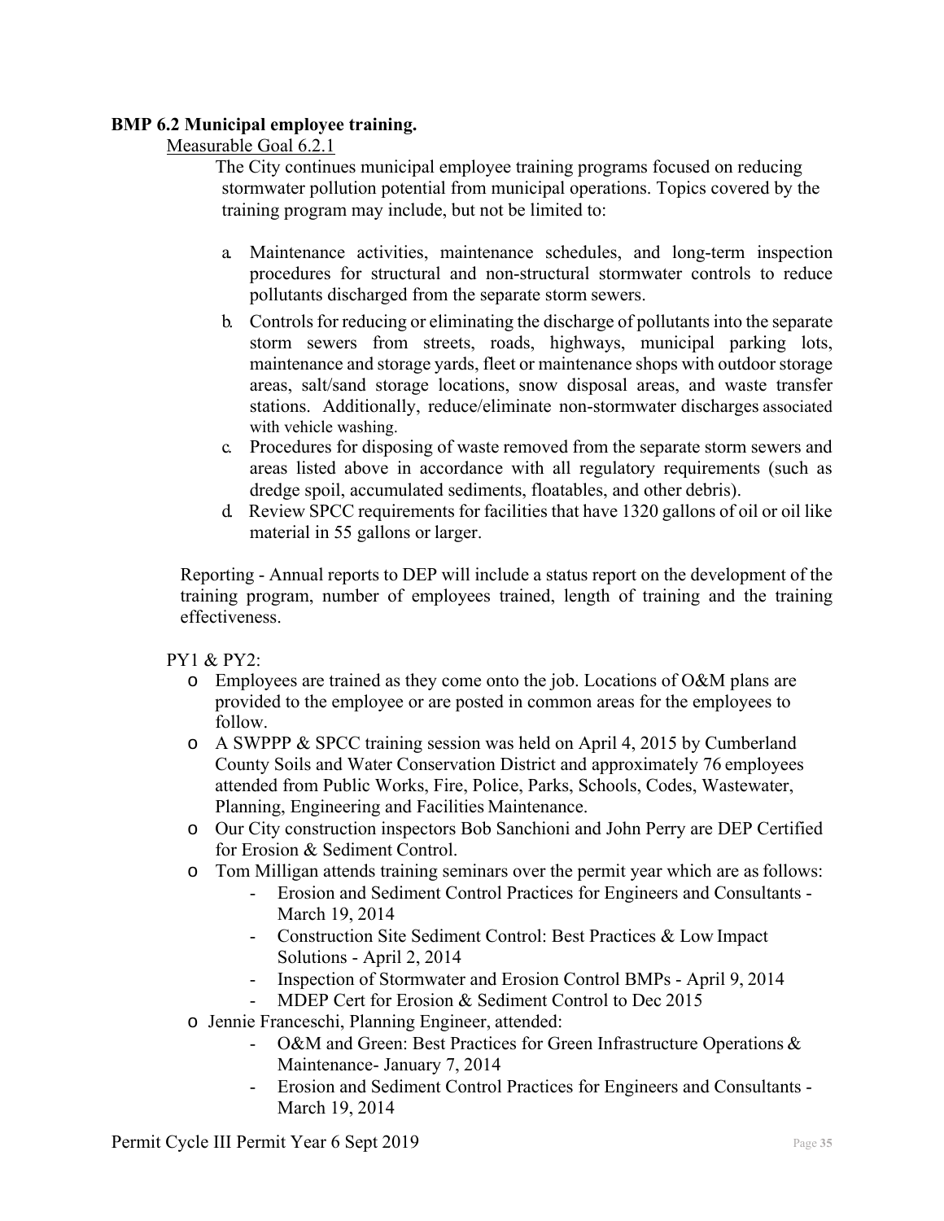**BMP 6.2 Municipal employee training.**

Measurable Goal 6.2.1

The City continues municipal employee training programs focused on reducing stormwater pollution potential from municipal operations. Topics covered by the training program may include, but not be limited to:

a. Maintenance activities, maintenance schedules, and long-term inspection procedures for structural and non-structural stormwater controls to reduce pollutants discharged from the separate storm sewers.
b. Controls for reducing or eliminating the discharge of pollutants into the separate storm sewers from streets, roads, highways, municipal parking lots, maintenance and storage yards, fleet or maintenance shops with outdoor storage areas, salt/sand storage locations, snow disposal areas, and waste transfer stations. Additionally, reduce/eliminate non-stormwater discharges associated with vehicle washing.
c. Procedures for disposing of waste removed from the separate storm sewers and areas listed above in accordance with all regulatory requirements (such as dredge spoil, accumulated sediments, floatables, and other debris).
d. Review SPCC requirements for facilities that have 1320 gallons of oil or oil like material in 55 gallons or larger.

Reporting - Annual reports to DEP will include a status report on the development of the training program, number of employees trained, length of training and the training effectiveness.

PY1 & PY2:

- Employees are trained as they come onto the job. Locations of O&M plans are provided to the employee or are posted in common areas for the employees to follow.
- A SWPPP & SPCC training session was held on April 4, 2015 by Cumberland County Soils and Water Conservation District and approximately 76 employees attended from Public Works, Fire, Police, Parks, Schools, Codes, Wastewater, Planning, Engineering and Facilities Maintenance.
- Our City construction inspectors Bob Sanchioni and John Perry are DEP Certified for Erosion & Sediment Control.
- Tom Milligan attends training seminars over the permit year which are as follows:
  - Erosion and Sediment Control Practices for Engineers and Consultants - March 19, 2014
  - Construction Site Sediment Control: Best Practices & Low Impact Solutions - April 2, 2014
  - Inspection of Stormwater and Erosion Control BMPs - April 9, 2014
  - MDEP Cert for Erosion & Sediment Control to Dec 2015
- Jennie Franceschi, Planning Engineer, attended:
  - O&M and Green: Best Practices for Green Infrastructure Operations & Maintenance- January 7, 2014
  - Erosion and Sediment Control Practices for Engineers and Consultants - March 19, 2014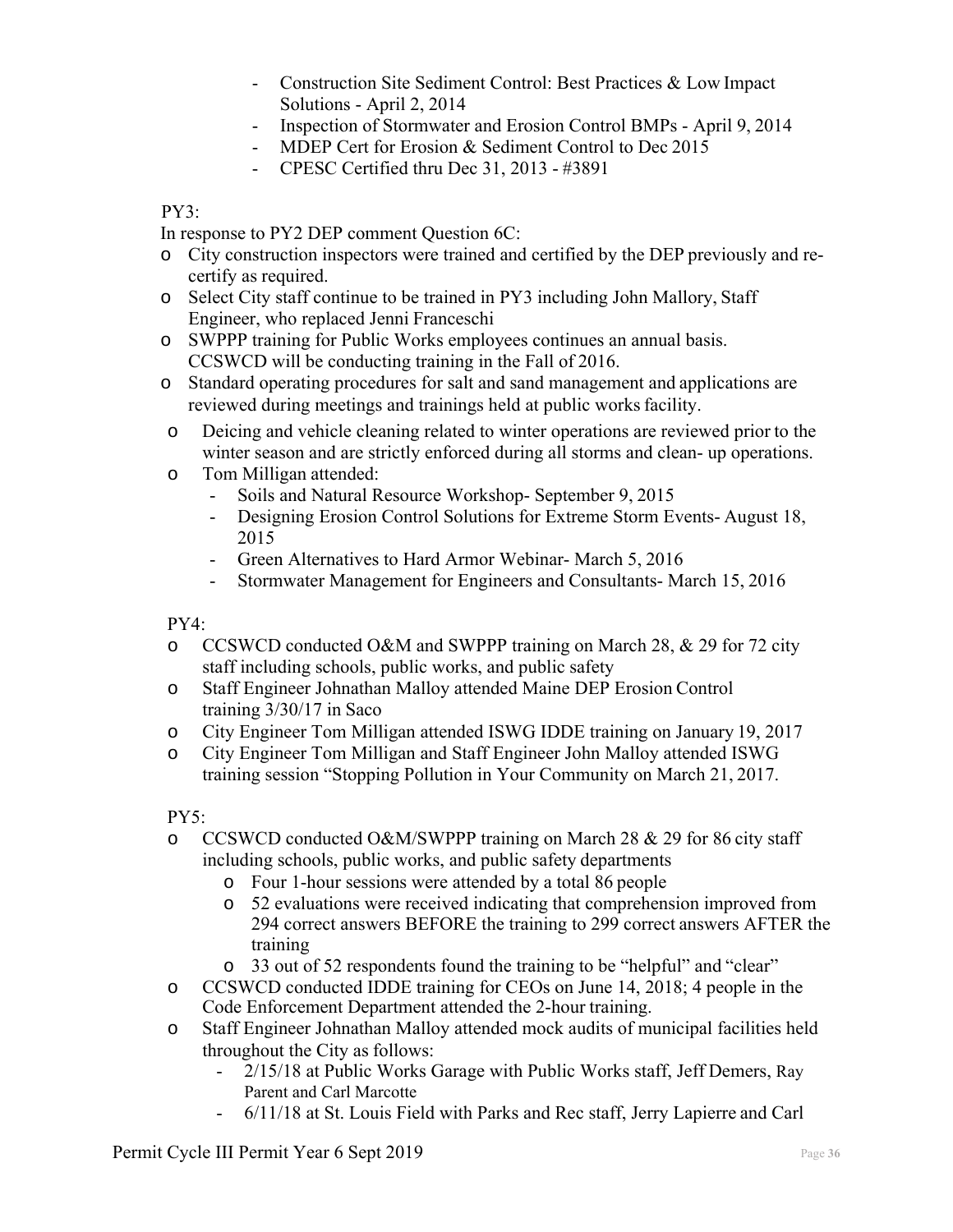- Construction Site Sediment Control: Best Practices & Low Impact Solutions - April 2, 2014
- Inspection of Stormwater and Erosion Control BMPs - April 9, 2014
- MDEP Cert for Erosion & Sediment Control to Dec 2015
- CPESC Certified thru Dec 31, 2013 - #3891

PY3:

In response to PY2 DEP comment Question 6C:

- City construction inspectors were trained and certified by the DEP previously and re-certify as required.
- Select City staff continue to be trained in PY3 including John Mallory, Staff Engineer, who replaced Jenni Franceschi
- SWPPP training for Public Works employees continues an annual basis. CCSWCD will be conducting training in the Fall of 2016.
- Standard operating procedures for salt and sand management and applications are reviewed during meetings and trainings held at public works facility.
- Deicing and vehicle cleaning related to winter operations are reviewed prior to the winter season and are strictly enforced during all storms and clean- up operations.
- Tom Milligan attended:
  - Soils and Natural Resource Workshop- September 9, 2015
  - Designing Erosion Control Solutions for Extreme Storm Events- August 18, 2015
  - Green Alternatives to Hard Armor Webinar- March 5, 2016
  - Stormwater Management for Engineers and Consultants- March 15, 2016

PY4:

- CCSWCD conducted O&M and SWPPP training on March 28, & 29 for 72 city staff including schools, public works, and public safety
- Staff Engineer Johnathan Malloy attended Maine DEP Erosion Control training 3/30/17 in Saco
- City Engineer Tom Milligan attended ISWG IDDE training on January 19, 2017
- City Engineer Tom Milligan and Staff Engineer John Malloy attended ISWG training session "Stopping Pollution in Your Community on March 21, 2017.

PY5:

- CCSWCD conducted O&M/SWPPP training on March 28 & 29 for 86 city staff including schools, public works, and public safety departments
  - Four 1-hour sessions were attended by a total 86 people
  - 52 evaluations were received indicating that comprehension improved from 294 correct answers BEFORE the training to 299 correct answers AFTER the training
  - 33 out of 52 respondents found the training to be "helpful" and "clear"
- CCSWCD conducted IDDE training for CEOs on June 14, 2018; 4 people in the Code Enforcement Department attended the 2-hour training.
- Staff Engineer Johnathan Malloy attended mock audits of municipal facilities held throughout the City as follows:
  - 2/15/18 at Public Works Garage with Public Works staff, Jeff Demers, Ray Parent and Carl Marcotte
  - 6/11/18 at St. Louis Field with Parks and Rec staff, Jerry Lapierre and Carl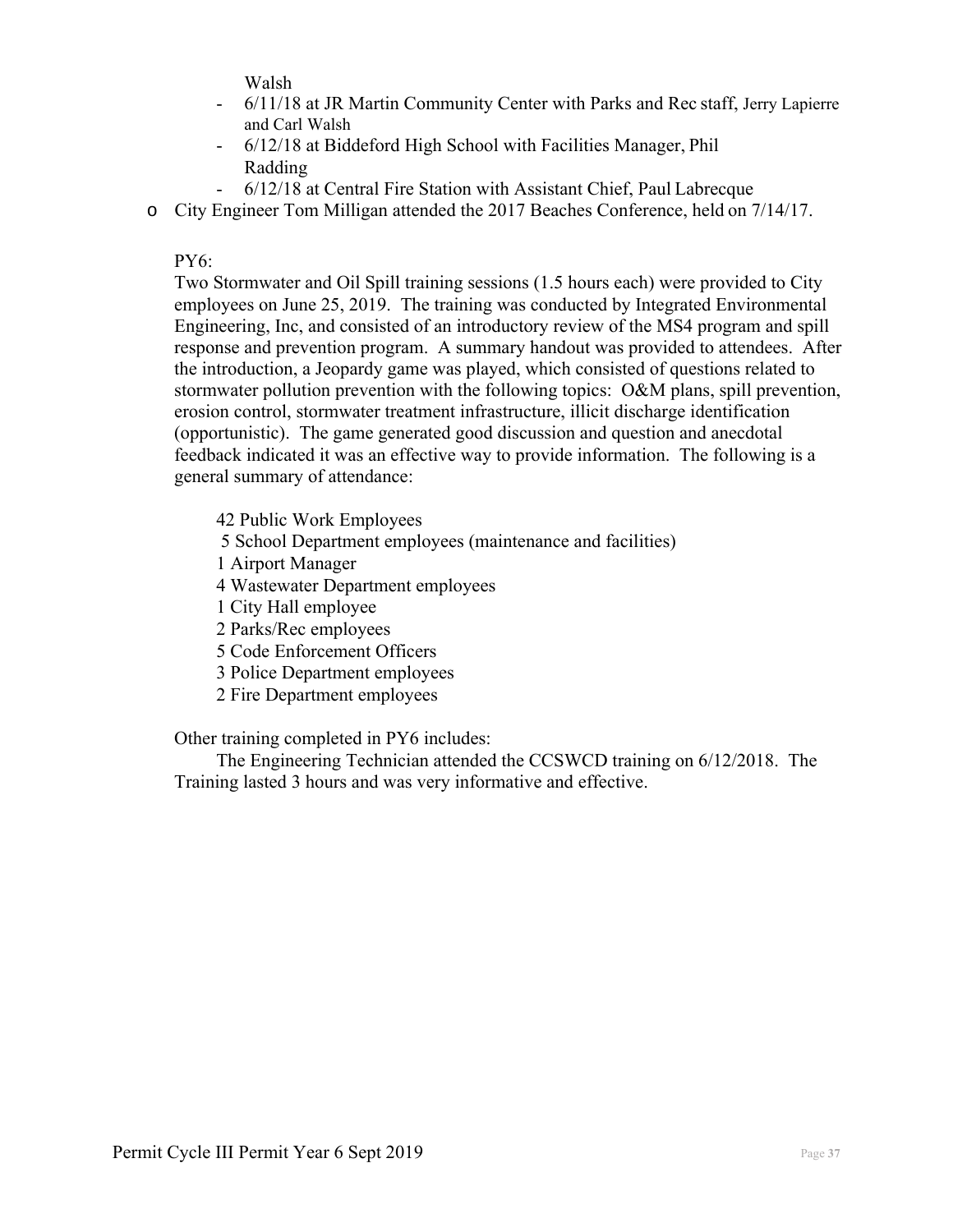Walsh

- 6/11/18 at JR Martin Community Center with Parks and Rec staff, Jerry Lapierre and Carl Walsh
- 6/12/18 at Biddeford High School with Facilities Manager, Phil Radding
- 6/12/18 at Central Fire Station with Assistant Chief, Paul Labrecque

- City Engineer Tom Milligan attended the 2017 Beaches Conference, held on 7/14/17.

PY6:

Two Stormwater and Oil Spill training sessions (1.5 hours each) were provided to City employees on June 25, 2019. The training was conducted by Integrated Environmental Engineering, Inc, and consisted of an introductory review of the MS4 program and spill response and prevention program. A summary handout was provided to attendees. After the introduction, a Jeopardy game was played, which consisted of questions related to stormwater pollution prevention with the following topics: O&M plans, spill prevention, erosion control, stormwater treatment infrastructure, illicit discharge identification (opportunistic). The game generated good discussion and question and anecdotal feedback indicated it was an effective way to provide information. The following is a general summary of attendance:

42 Public Work Employees
5 School Department employees (maintenance and facilities)
1 Airport Manager
4 Wastewater Department employees
1 City Hall employee
2 Parks/Rec employees
5 Code Enforcement Officers
3 Police Department employees
2 Fire Department employees

Other training completed in PY6 includes:

The Engineering Technician attended the CCSWCD training on 6/12/2018. The Training lasted 3 hours and was very informative and effective.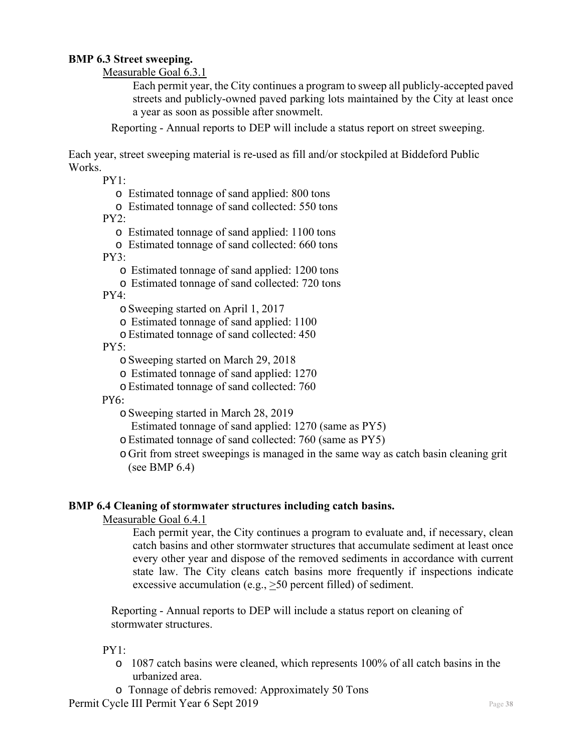**BMP 6.3 Street sweeping.**

Measurable Goal 6.3.1

> Each permit year, the City continues a program to sweep all publicly-accepted paved streets and publicly-owned paved parking lots maintained by the City at least once a year as soon as possible after snowmelt.

Reporting - Annual reports to DEP will include a status report on street sweeping.

Each year, street sweeping material is re-used as fill and/or stockpiled at Biddeford Public Works.

PY1:
- Estimated tonnage of sand applied: 800 tons
- Estimated tonnage of sand collected: 550 tons

PY2:
- Estimated tonnage of sand applied: 1100 tons
- Estimated tonnage of sand collected: 660 tons

PY3:
- Estimated tonnage of sand applied: 1200 tons
- Estimated tonnage of sand collected: 720 tons

PY4:
- Sweeping started on April 1, 2017
- Estimated tonnage of sand applied: 1100
- Estimated tonnage of sand collected: 450

PY5:
- Sweeping started on March 29, 2018
- Estimated tonnage of sand applied: 1270
- Estimated tonnage of sand collected: 760

PY6:
- Sweeping started in March 28, 2019
  Estimated tonnage of sand applied: 1270 (same as PY5)
- Estimated tonnage of sand collected: 760 (same as PY5)
- Grit from street sweepings is managed in the same way as catch basin cleaning grit (see BMP 6.4)

**BMP 6.4 Cleaning of stormwater structures including catch basins.**

Measurable Goal 6.4.1

> Each permit year, the City continues a program to evaluate and, if necessary, clean catch basins and other stormwater structures that accumulate sediment at least once every other year and dispose of the removed sediments in accordance with current state law. The City cleans catch basins more frequently if inspections indicate excessive accumulation (e.g., ≥50 percent filled) of sediment.

Reporting - Annual reports to DEP will include a status report on cleaning of stormwater structures.

PY1:
- 1087 catch basins were cleaned, which represents 100% of all catch basins in the urbanized area.
- Tonnage of debris removed: Approximately 50 Tons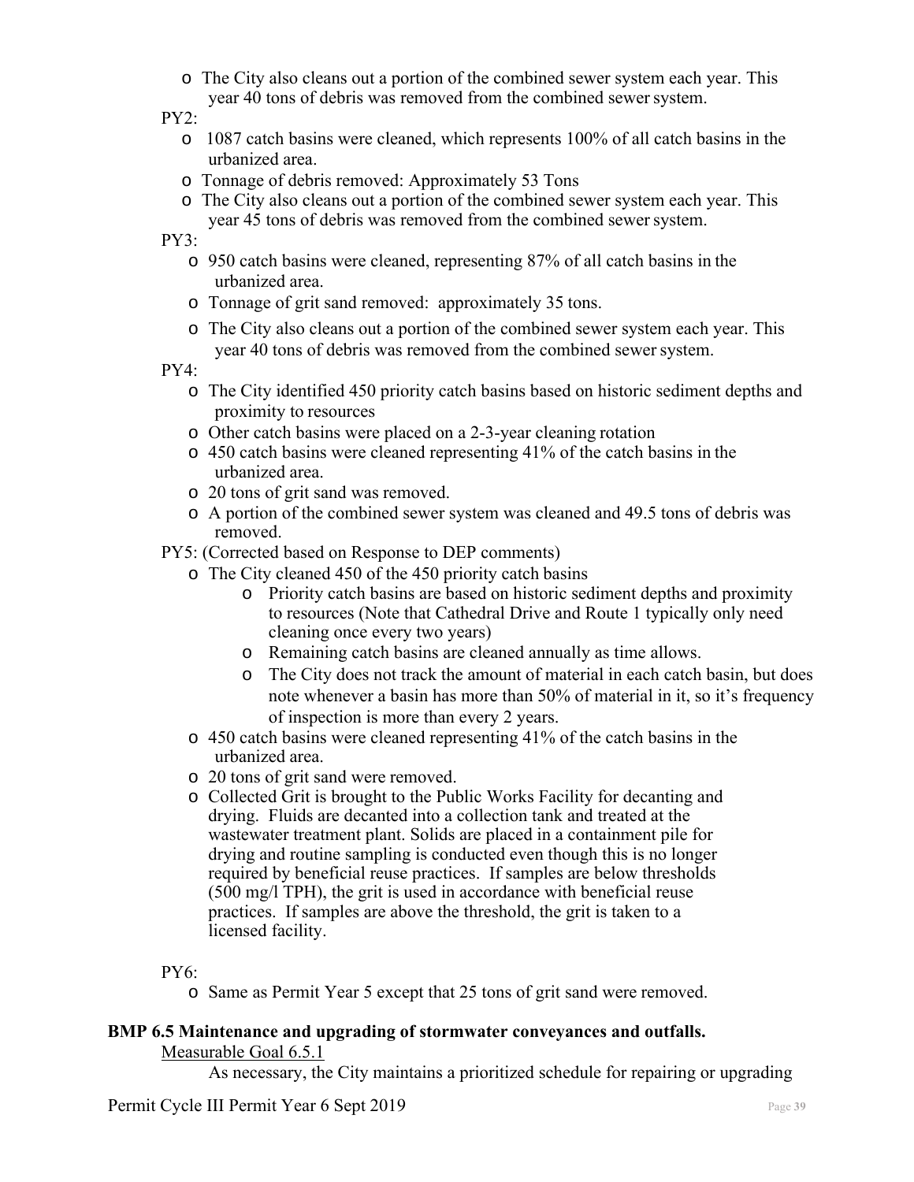- The City also cleans out a portion of the combined sewer system each year. This year 40 tons of debris was removed from the combined sewer system.

PY2:

- 1087 catch basins were cleaned, which represents 100% of all catch basins in the urbanized area.
- Tonnage of debris removed: Approximately 53 Tons
- The City also cleans out a portion of the combined sewer system each year. This year 45 tons of debris was removed from the combined sewer system.

PY3:

- 950 catch basins were cleaned, representing 87% of all catch basins in the urbanized area.
- Tonnage of grit sand removed: approximately 35 tons.
- The City also cleans out a portion of the combined sewer system each year. This year 40 tons of debris was removed from the combined sewer system.

PY4:

- The City identified 450 priority catch basins based on historic sediment depths and proximity to resources
- Other catch basins were placed on a 2-3-year cleaning rotation
- 450 catch basins were cleaned representing 41% of the catch basins in the urbanized area.
- 20 tons of grit sand was removed.
- A portion of the combined sewer system was cleaned and 49.5 tons of debris was removed.

PY5: (Corrected based on Response to DEP comments)

- The City cleaned 450 of the 450 priority catch basins
  - Priority catch basins are based on historic sediment depths and proximity to resources (Note that Cathedral Drive and Route 1 typically only need cleaning once every two years)
  - Remaining catch basins are cleaned annually as time allows.
  - The City does not track the amount of material in each catch basin, but does note whenever a basin has more than 50% of material in it, so it's frequency of inspection is more than every 2 years.
- 450 catch basins were cleaned representing 41% of the catch basins in the urbanized area.
- 20 tons of grit sand were removed.
- Collected Grit is brought to the Public Works Facility for decanting and drying. Fluids are decanted into a collection tank and treated at the wastewater treatment plant. Solids are placed in a containment pile for drying and routine sampling is conducted even though this is no longer required by beneficial reuse practices. If samples are below thresholds (500 mg/l TPH), the grit is used in accordance with beneficial reuse practices. If samples are above the threshold, the grit is taken to a licensed facility.

PY6:

- Same as Permit Year 5 except that 25 tons of grit sand were removed.

**BMP 6.5 Maintenance and upgrading of stormwater conveyances and outfalls.**

Measurable Goal 6.5.1

As necessary, the City maintains a prioritized schedule for repairing or upgrading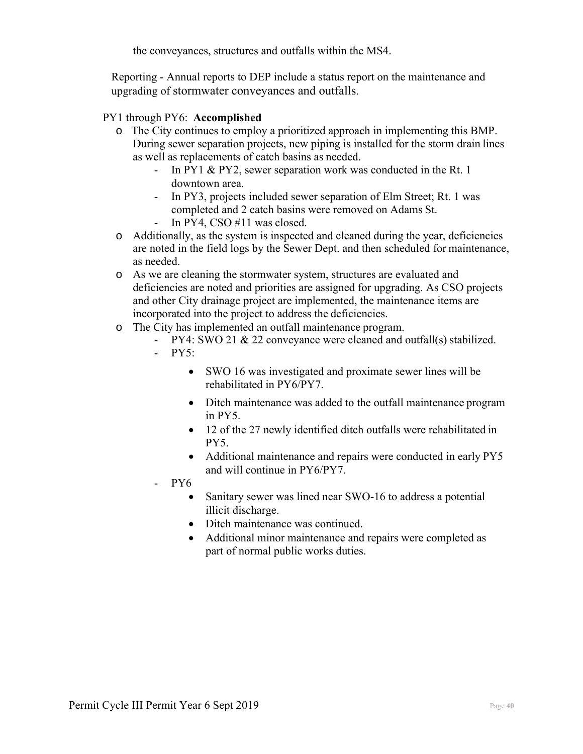the conveyances, structures and outfalls within the MS4.

Reporting - Annual reports to DEP include a status report on the maintenance and upgrading of stormwater conveyances and outfalls.

PY1 through PY6: **Accomplished**

- The City continues to employ a prioritized approach in implementing this BMP. During sewer separation projects, new piping is installed for the storm drain lines as well as replacements of catch basins as needed.
  - In PY1 & PY2, sewer separation work was conducted in the Rt. 1 downtown area.
  - In PY3, projects included sewer separation of Elm Street; Rt. 1 was completed and 2 catch basins were removed on Adams St.
  - In PY4, CSO #11 was closed.
- Additionally, as the system is inspected and cleaned during the year, deficiencies are noted in the field logs by the Sewer Dept. and then scheduled for maintenance, as needed.
- As we are cleaning the stormwater system, structures are evaluated and deficiencies are noted and priorities are assigned for upgrading. As CSO projects and other City drainage project are implemented, the maintenance items are incorporated into the project to address the deficiencies.
- The City has implemented an outfall maintenance program.
  - PY4: SWO 21 & 22 conveyance were cleaned and outfall(s) stabilized.
  - PY5:
    - SWO 16 was investigated and proximate sewer lines will be rehabilitated in PY6/PY7.
    - Ditch maintenance was added to the outfall maintenance program in PY5.
    - 12 of the 27 newly identified ditch outfalls were rehabilitated in PY5.
    - Additional maintenance and repairs were conducted in early PY5 and will continue in PY6/PY7.
  - PY6
    - Sanitary sewer was lined near SWO-16 to address a potential illicit discharge.
    - Ditch maintenance was continued.
    - Additional minor maintenance and repairs were completed as part of normal public works duties.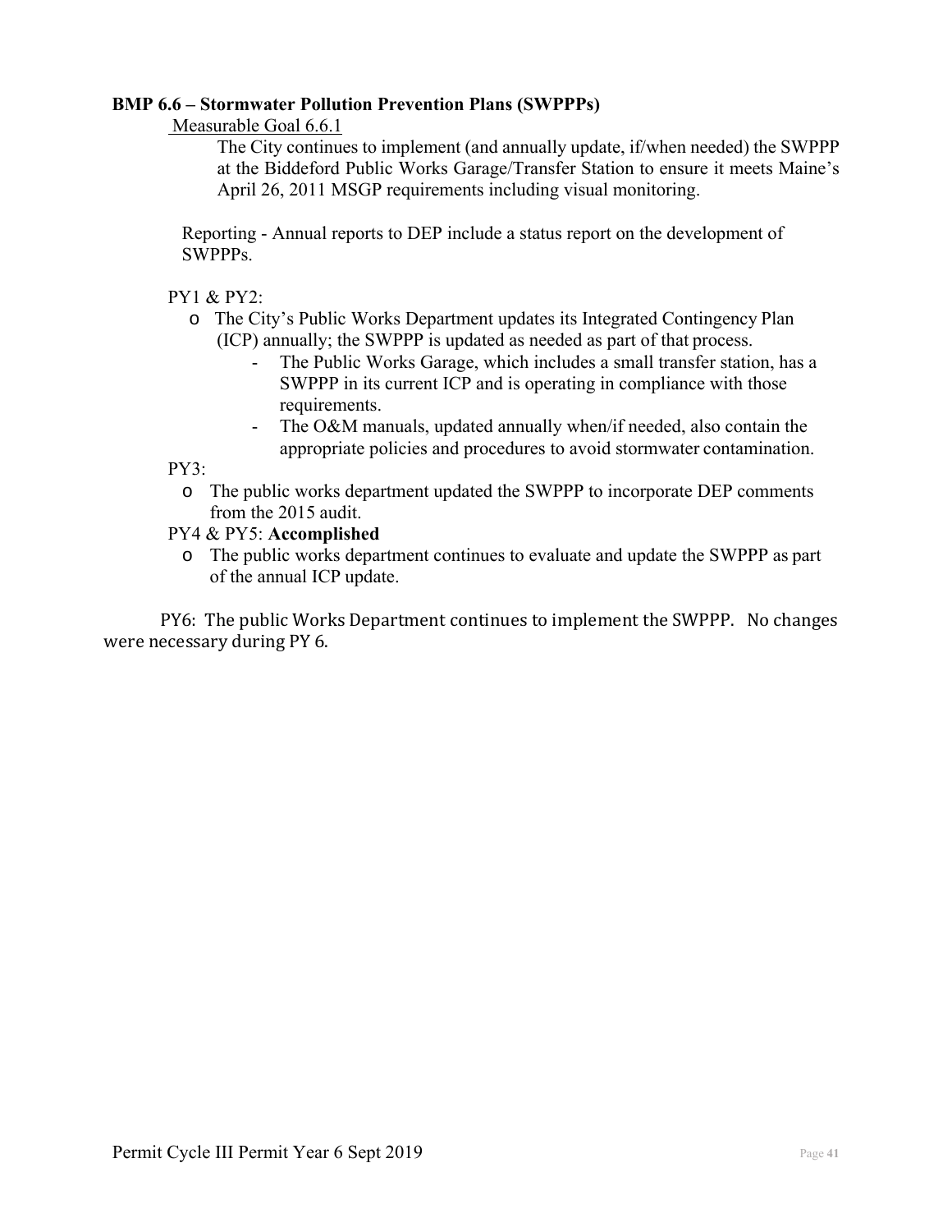**BMP 6.6 – Stormwater Pollution Prevention Plans (SWPPPs)**

Measurable Goal 6.6.1

The City continues to implement (and annually update, if/when needed) the SWPPP at the Biddeford Public Works Garage/Transfer Station to ensure it meets Maine's April 26, 2011 MSGP requirements including visual monitoring.

Reporting - Annual reports to DEP include a status report on the development of SWPPPs.

PY1 & PY2:

- The City's Public Works Department updates its Integrated Contingency Plan (ICP) annually; the SWPPP is updated as needed as part of that process.
  - The Public Works Garage, which includes a small transfer station, has a SWPPP in its current ICP and is operating in compliance with those requirements.
  - The O&M manuals, updated annually when/if needed, also contain the appropriate policies and procedures to avoid stormwater contamination.

PY3:

- The public works department updated the SWPPP to incorporate DEP comments from the 2015 audit.

PY4 & PY5: **Accomplished**

- The public works department continues to evaluate and update the SWPPP as part of the annual ICP update.

PY6: The public Works Department continues to implement the SWPPP. No changes were necessary during PY 6.